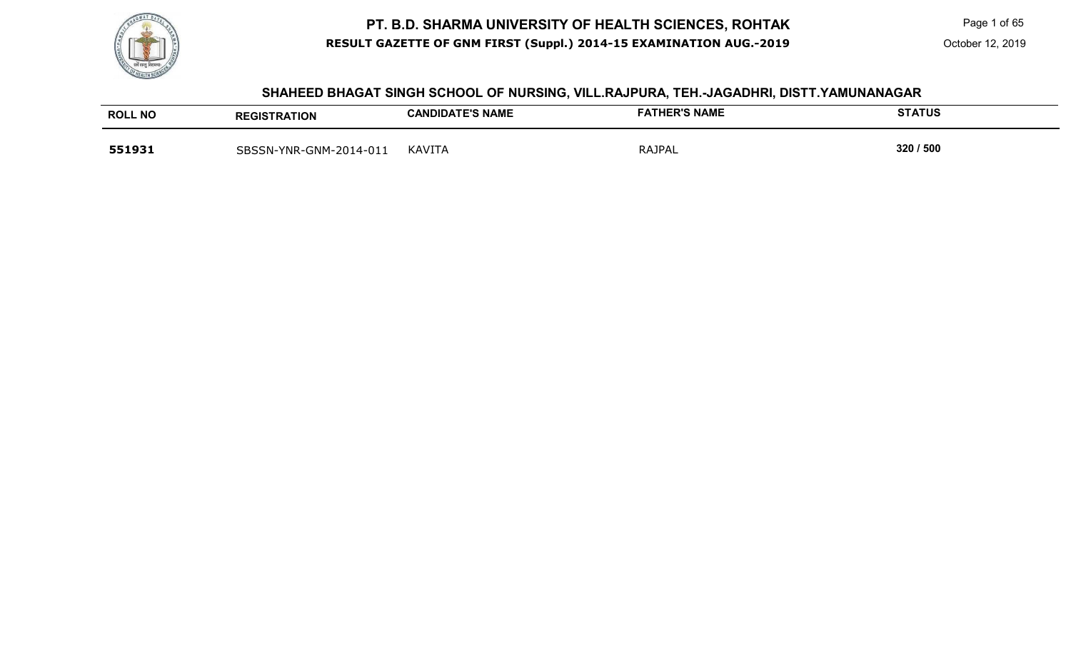# PT. B.D. SHARMA UNIVERSITY OF HEALTH SCIENCES, ROHTAK

**RESULT GAZETTE OF GNM FIRST (Suppl.) 2014-15 EXAMINATION AUG.-2019**

October 12, 2019

## SHAHEED BHAGAT SINGH SCHOOL OF NURSING, VILL.RAJPURA, TEH.-JAGADHRI, DISTT.YAMUNANAGAR

| ROLL NO | REGISTRATION | CANDIDATE'S NAME | FATHER'S NAME | STATUS |
|---|---|---|---|---|
| **551931** | SBSSN-YNR-GNM-2014-011 | KAVITA | RAJPAL | **320 / 500** |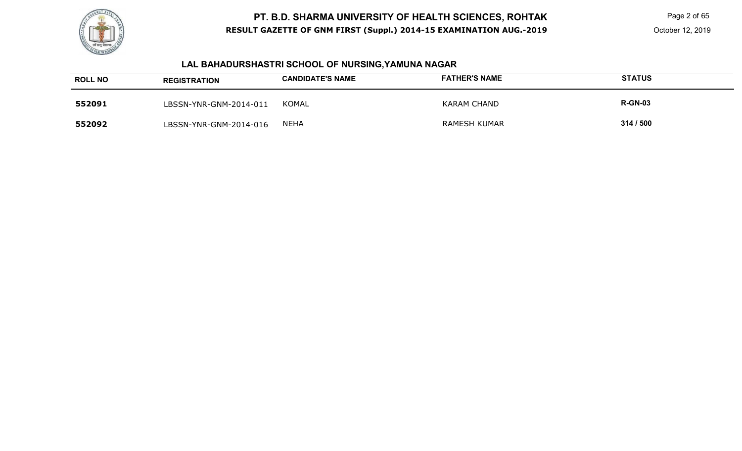## LAL BAHADURSHASTRI SCHOOL OF NURSING,YAMUNA NAGAR

| ROLL NO | REGISTRATION | CANDIDATE'S NAME | FATHER'S NAME | STATUS |
|---|---|---|---|---|
| **552091** | LBSSN-YNR-GNM-2014-011 | KOMAL | KARAM CHAND | **R-GN-03** |
| **552092** | LBSSN-YNR-GNM-2014-016 | NEHA | RAMESH KUMAR | **314 / 500** |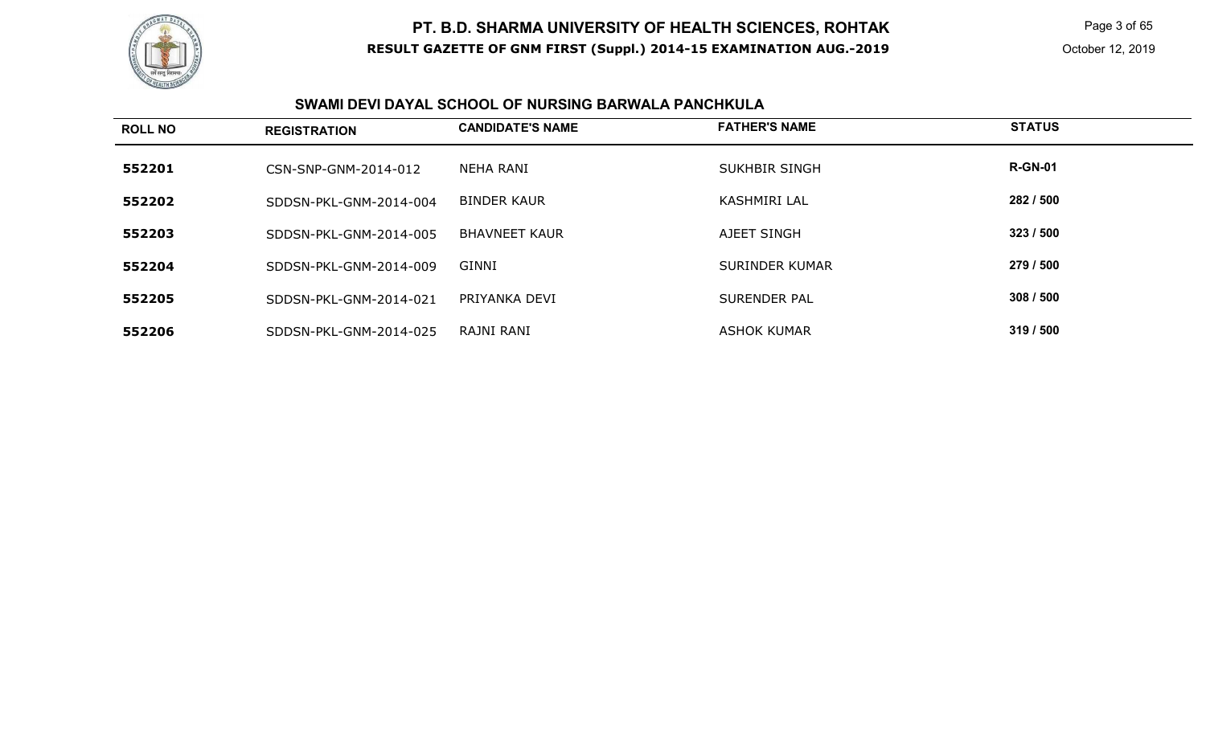## SWAMI DEVI DAYAL SCHOOL OF NURSING BARWALA PANCHKULA

| ROLL NO | REGISTRATION | CANDIDATE'S NAME | FATHER'S NAME | STATUS |
|---|---|---|---|---|
| 552201 | CSN-SNP-GNM-2014-012 | NEHA RANI | SUKHBIR SINGH | R-GN-01 |
| 552202 | SDDSN-PKL-GNM-2014-004 | BINDER KAUR | KASHMIRI LAL | 282 / 500 |
| 552203 | SDDSN-PKL-GNM-2014-005 | BHAVNEET KAUR | AJEET SINGH | 323 / 500 |
| 552204 | SDDSN-PKL-GNM-2014-009 | GINNI | SURINDER KUMAR | 279 / 500 |
| 552205 | SDDSN-PKL-GNM-2014-021 | PRIYANKA DEVI | SURENDER PAL | 308 / 500 |
| 552206 | SDDSN-PKL-GNM-2014-025 | RAJNI RANI | ASHOK KUMAR | 319 / 500 |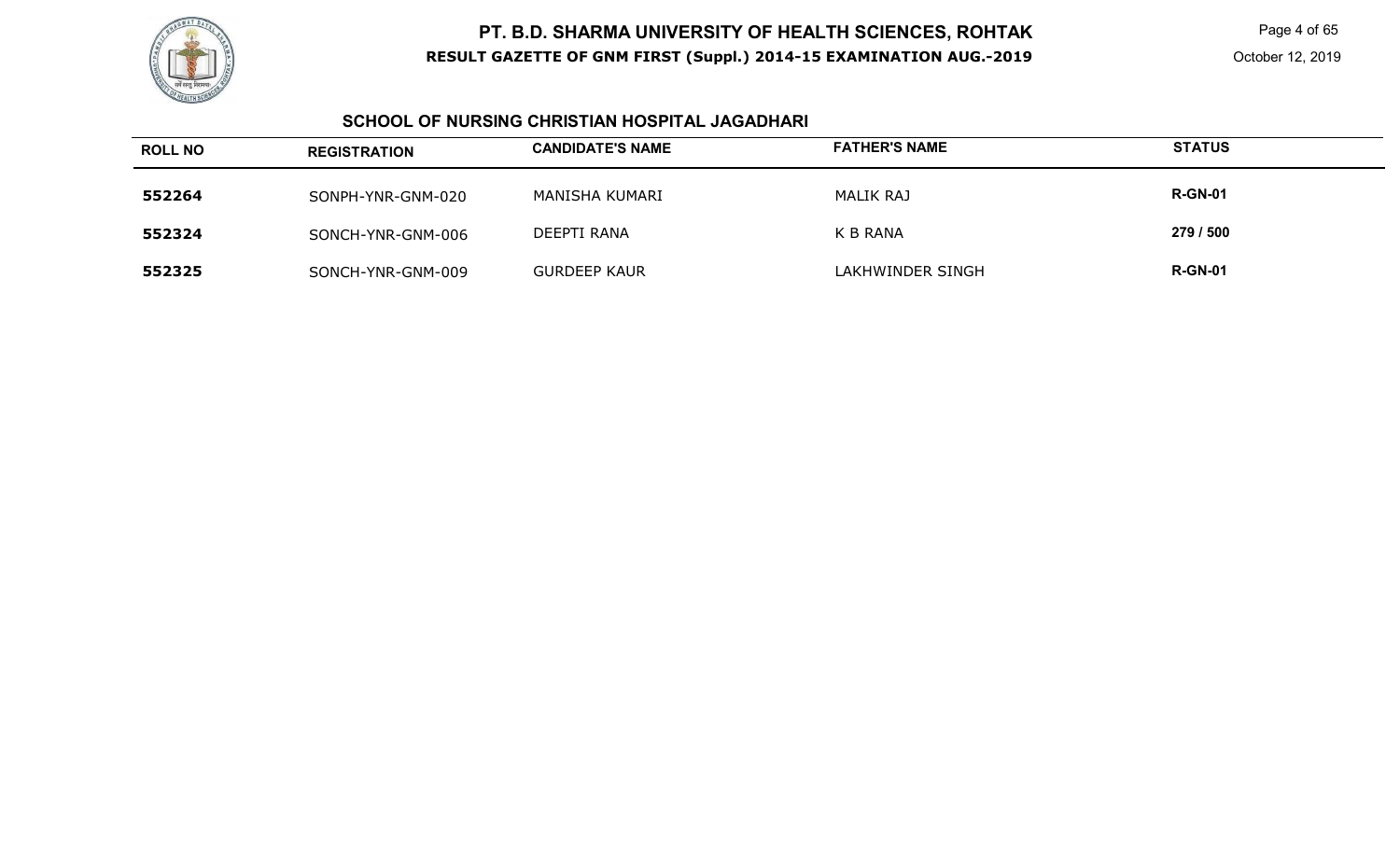## SCHOOL OF NURSING CHRISTIAN HOSPITAL JAGADHARI

| ROLL NO | REGISTRATION | CANDIDATE'S NAME | FATHER'S NAME | STATUS |
|---|---|---|---|---|
| 552264 | SONPH-YNR-GNM-020 | MANISHA KUMARI | MALIK RAJ | R-GN-01 |
| 552324 | SONCH-YNR-GNM-006 | DEEPTI RANA | K B RANA | 279 / 500 |
| 552325 | SONCH-YNR-GNM-009 | GURDEEP KAUR | LAKHWINDER SINGH | R-GN-01 |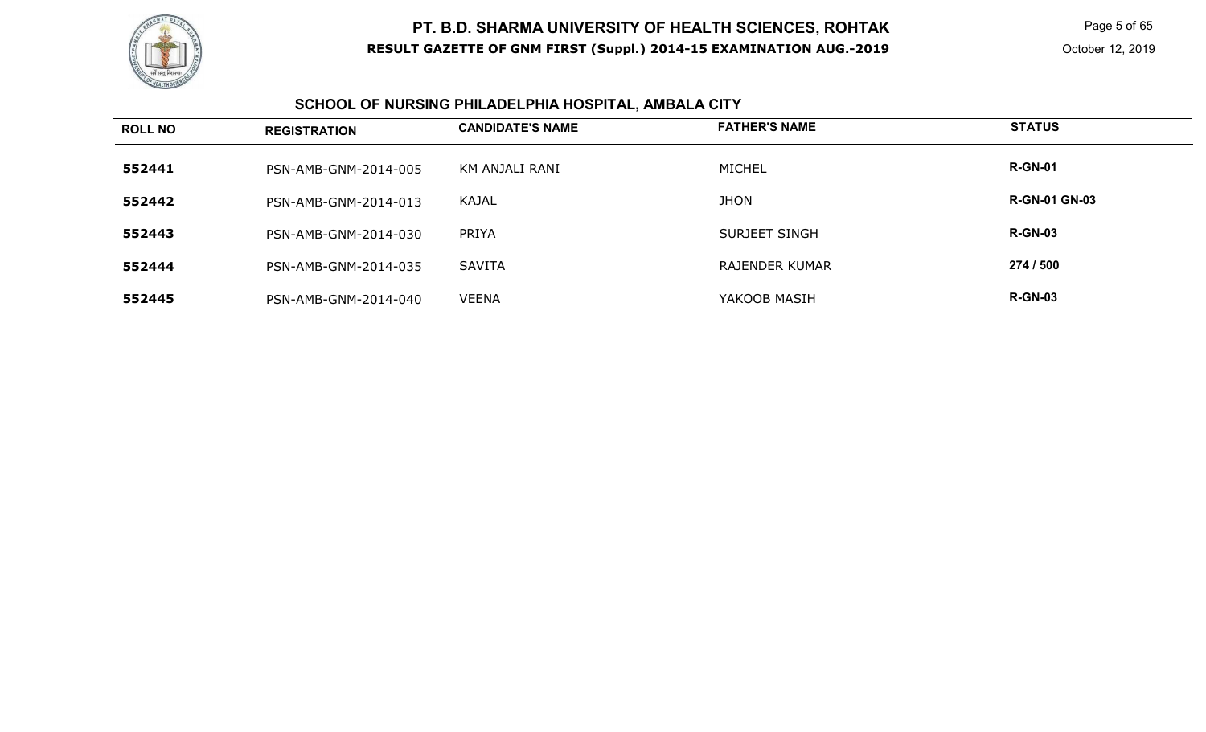# PT. B.D. SHARMA UNIVERSITY OF HEALTH SCIENCES, ROHTAK

**RESULT GAZETTE OF GNM FIRST (Suppl.) 2014-15 EXAMINATION AUG.-2019**

October 12, 2019

## SCHOOL OF NURSING PHILADELPHIA HOSPITAL, AMBALA CITY

| ROLL NO | REGISTRATION | CANDIDATE'S NAME | FATHER'S NAME | STATUS |
|---|---|---|---|---|
| 552441 | PSN-AMB-GNM-2014-005 | KM ANJALI RANI | MICHEL | R-GN-01 |
| 552442 | PSN-AMB-GNM-2014-013 | KAJAL | JHON | R-GN-01 GN-03 |
| 552443 | PSN-AMB-GNM-2014-030 | PRIYA | SURJEET SINGH | R-GN-03 |
| 552444 | PSN-AMB-GNM-2014-035 | SAVITA | RAJENDER KUMAR | 274 / 500 |
| 552445 | PSN-AMB-GNM-2014-040 | VEENA | YAKOOB MASIH | R-GN-03 |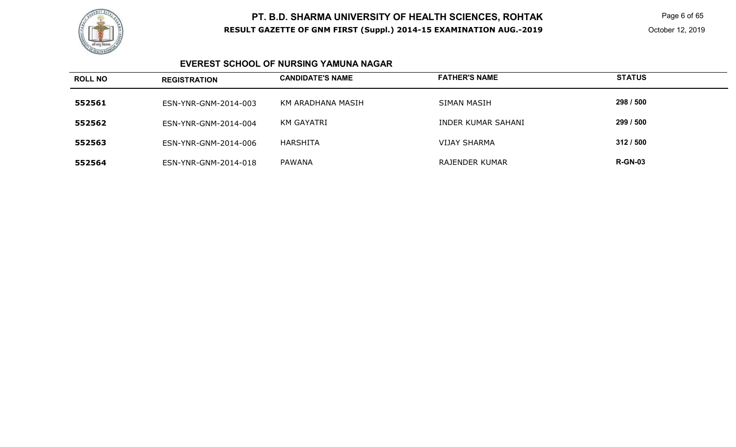## EVEREST SCHOOL OF NURSING YAMUNA NAGAR

| ROLL NO | REGISTRATION | CANDIDATE'S NAME | FATHER'S NAME | STATUS |
|---|---|---|---|---|
| 552561 | ESN-YNR-GNM-2014-003 | KM ARADHANA MASIH | SIMAN MASIH | 298 / 500 |
| 552562 | ESN-YNR-GNM-2014-004 | KM GAYATRI | INDER KUMAR SAHANI | 299 / 500 |
| 552563 | ESN-YNR-GNM-2014-006 | HARSHITA | VIJAY SHARMA | 312 / 500 |
| 552564 | ESN-YNR-GNM-2014-018 | PAWANA | RAJENDER KUMAR | R-GN-03 |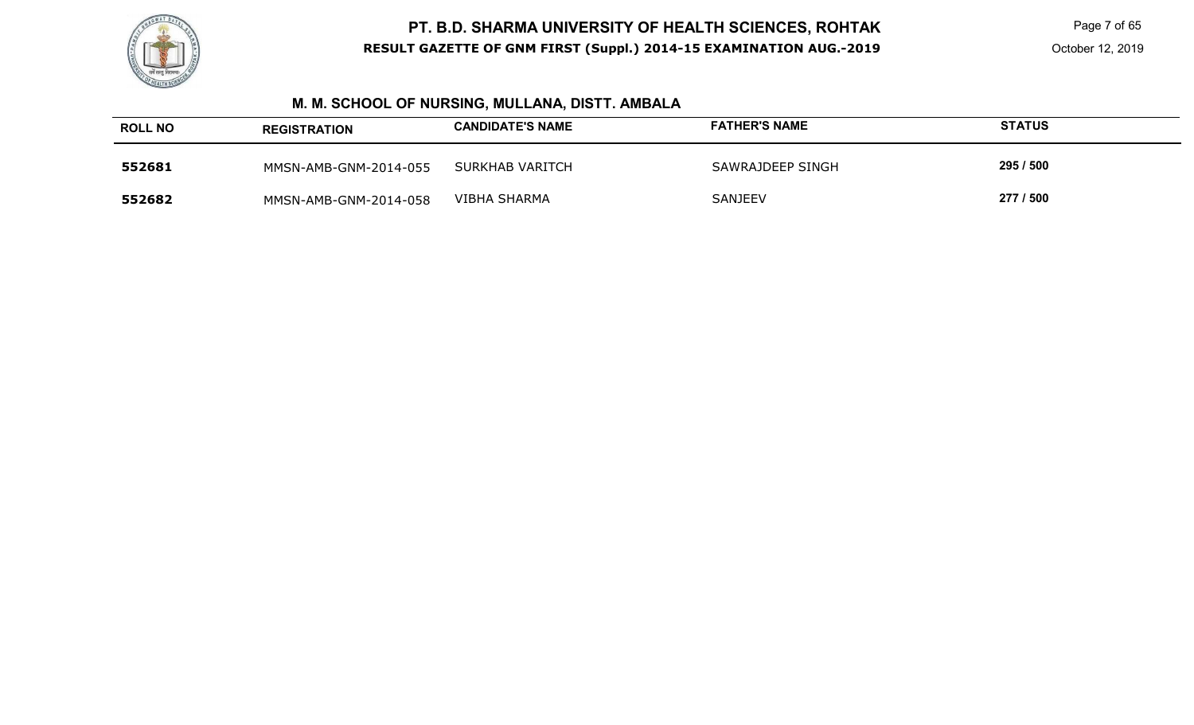## M. M. SCHOOL OF NURSING, MULLANA, DISTT. AMBALA

| ROLL NO | REGISTRATION | CANDIDATE'S NAME | FATHER'S NAME | STATUS |
|---|---|---|---|---|
| **552681** | MMSN-AMB-GNM-2014-055 | SURKHAB VARITCH | SAWRAJDEEP SINGH | **295 / 500** |
| **552682** | MMSN-AMB-GNM-2014-058 | VIBHA SHARMA | SANJEEV | **277 / 500** |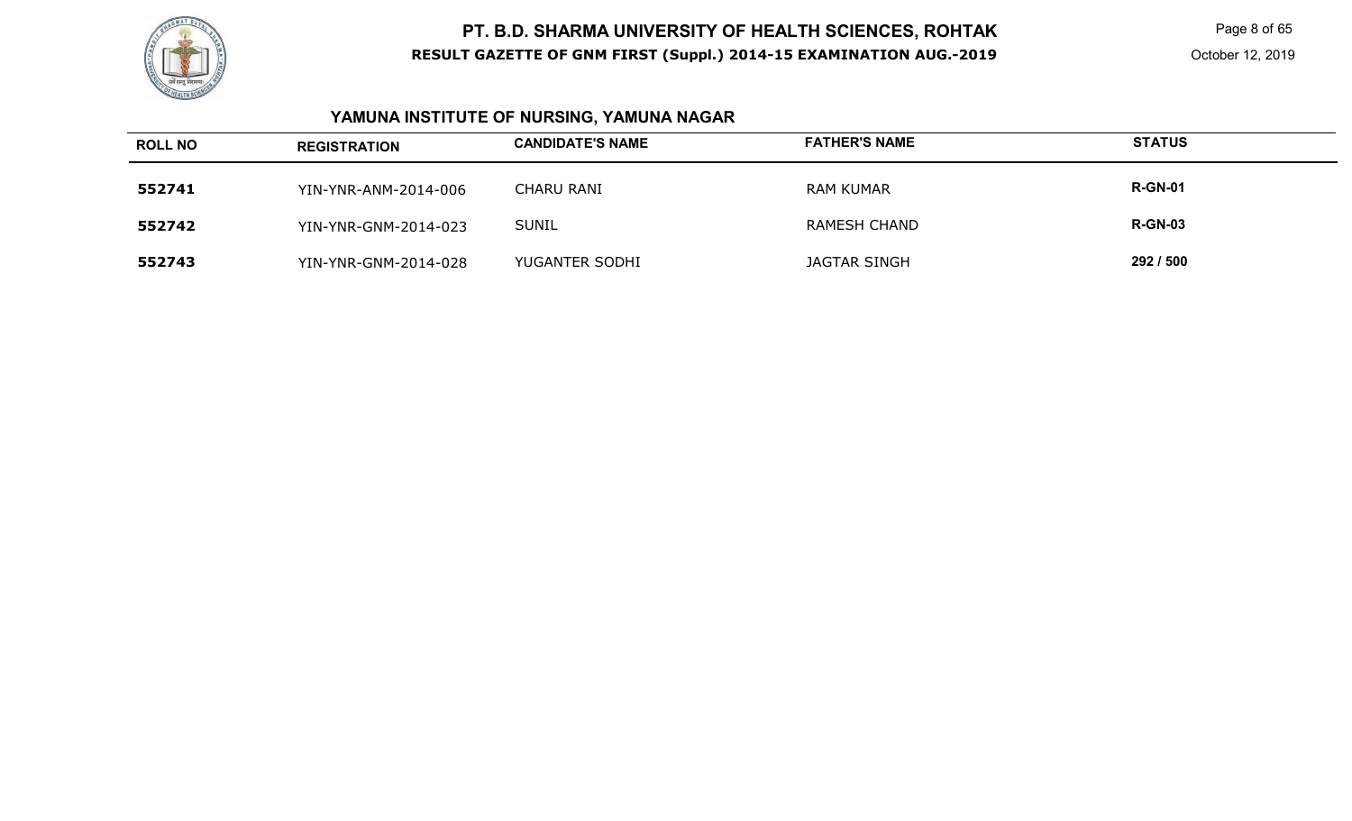# YAMUNA INSTITUTE OF NURSING, YAMUNA NAGAR

| ROLL NO | REGISTRATION | CANDIDATE'S NAME | FATHER'S NAME | STATUS |
|---|---|---|---|---|
| 552741 | YIN-YNR-ANM-2014-006 | CHARU RANI | RAM KUMAR | R-GN-01 |
| 552742 | YIN-YNR-GNM-2014-023 | SUNIL | RAMESH CHAND | R-GN-03 |
| 552743 | YIN-YNR-GNM-2014-028 | YUGANTER SODHI | JAGTAR SINGH | 292 / 500 |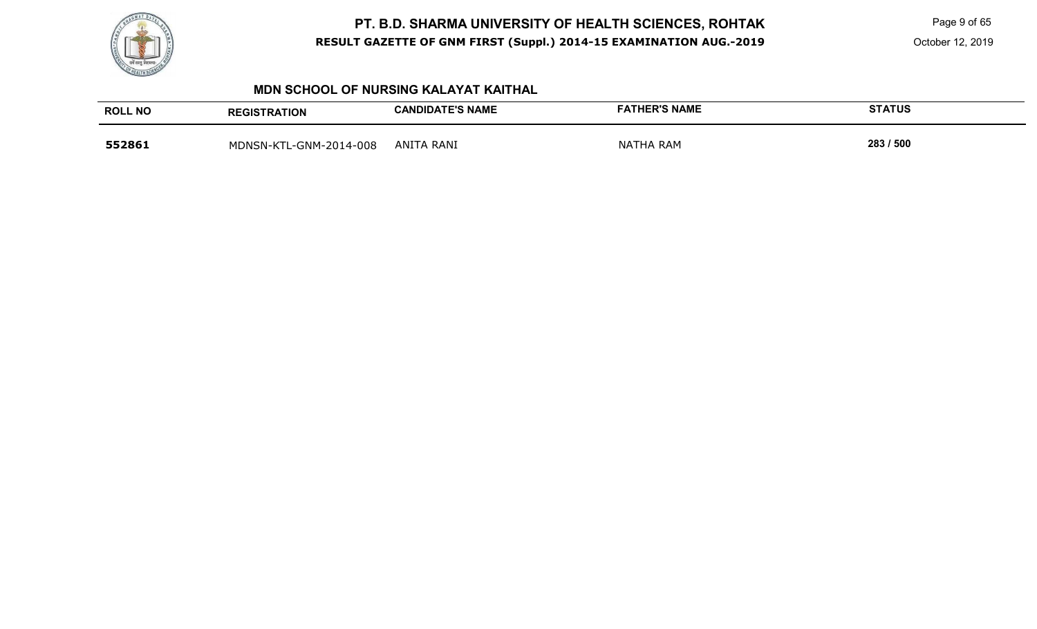## MDN SCHOOL OF NURSING KALAYAT KAITHAL

| ROLL NO | REGISTRATION | CANDIDATE'S NAME | FATHER'S NAME | STATUS |
|---|---|---|---|---|
| **552861** | MDNSN-KTL-GNM-2014-008 | ANITA RANI | NATHA RAM | 283 / 500 |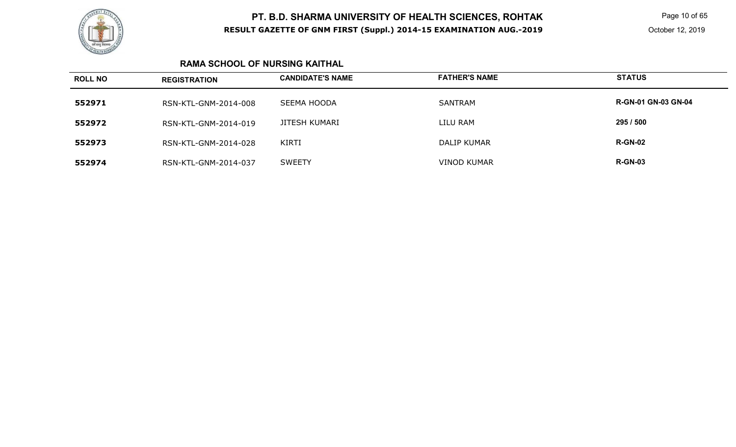# PT. B.D. SHARMA UNIVERSITY OF HEALTH SCIENCES, ROHTAK

**RESULT GAZETTE OF GNM FIRST (Suppl.) 2014-15 EXAMINATION AUG.-2019**

October 12, 2019

### RAMA SCHOOL OF NURSING KAITHAL

| ROLL NO | REGISTRATION | CANDIDATE'S NAME | FATHER'S NAME | STATUS |
|---|---|---|---|---|
| **552971** | RSN-KTL-GNM-2014-008 | SEEMA HOODA | SANTRAM | **R-GN-01 GN-03 GN-04** |
| **552972** | RSN-KTL-GNM-2014-019 | JITESH KUMARI | LILU RAM | **295 / 500** |
| **552973** | RSN-KTL-GNM-2014-028 | KIRTI | DALIP KUMAR | **R-GN-02** |
| **552974** | RSN-KTL-GNM-2014-037 | SWEETY | VINOD KUMAR | **R-GN-03** |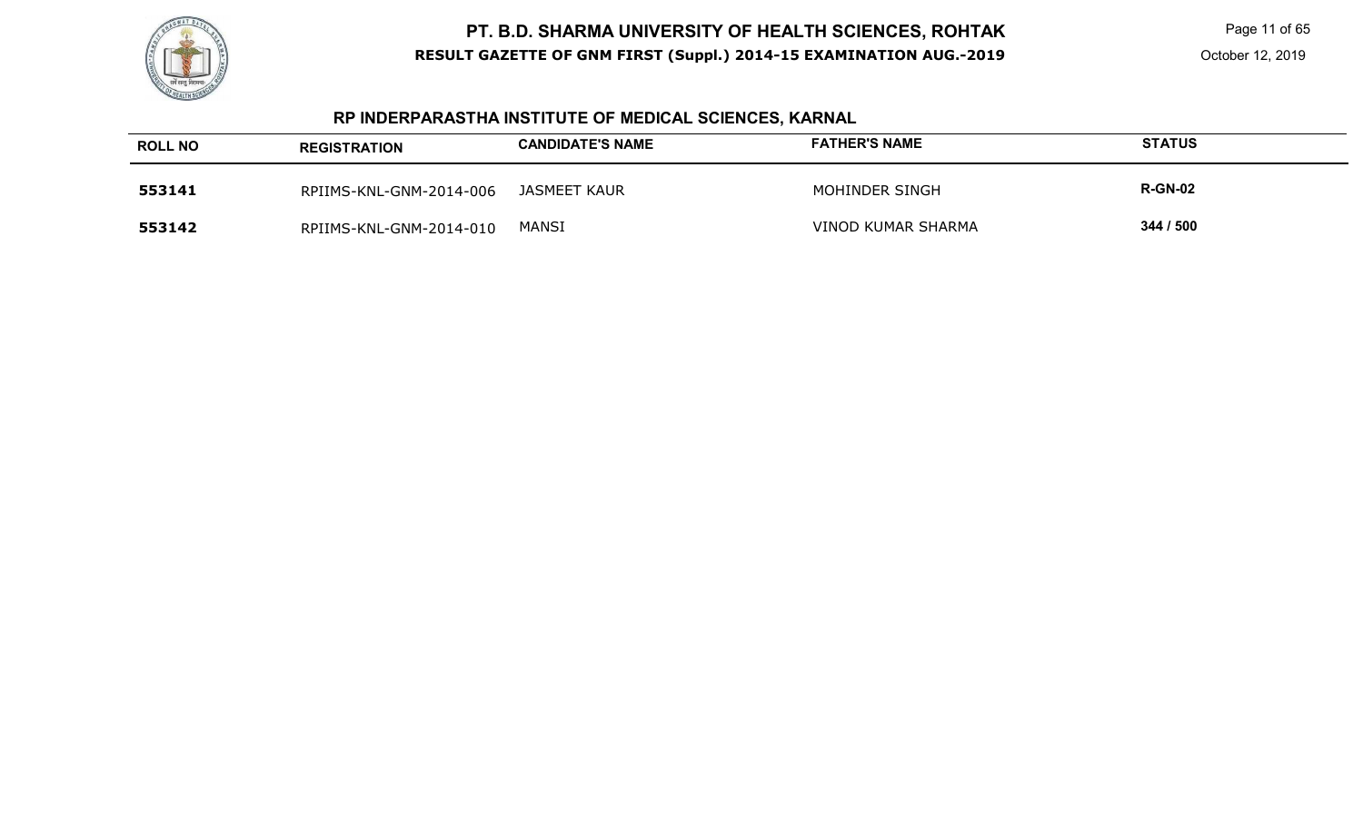## RP INDERPARASTHA INSTITUTE OF MEDICAL SCIENCES, KARNAL

| ROLL NO | REGISTRATION | CANDIDATE'S NAME | FATHER'S NAME | STATUS |
|---|---|---|---|---|
| 553141 | RPIIMS-KNL-GNM-2014-006 | JASMEET KAUR | MOHINDER SINGH | R-GN-02 |
| 553142 | RPIIMS-KNL-GNM-2014-010 | MANSI | VINOD KUMAR SHARMA | 344 / 500 |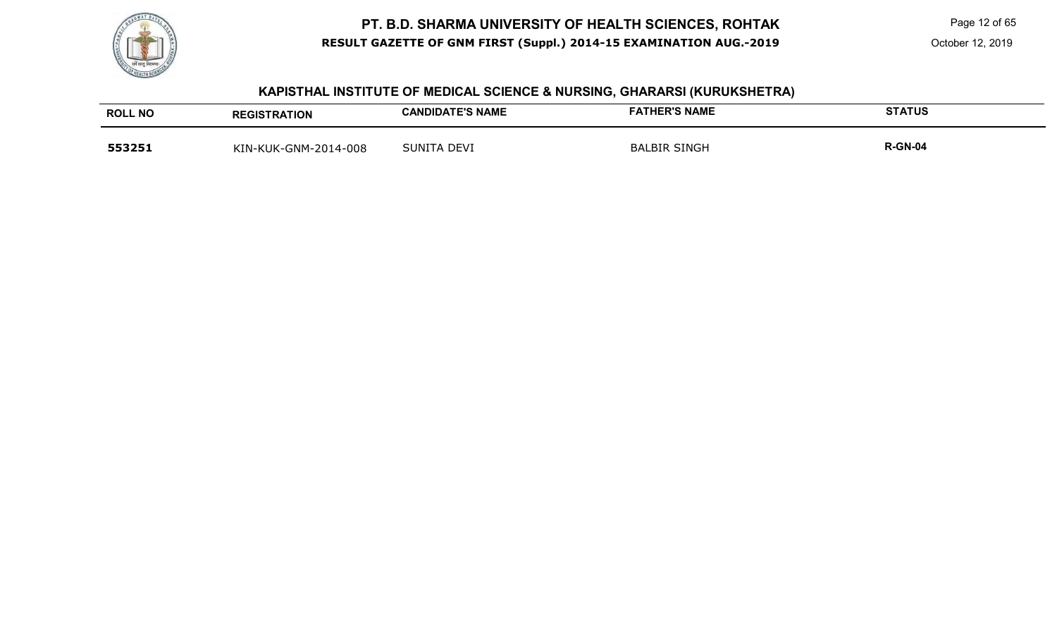## KAPISTHAL INSTITUTE OF MEDICAL SCIENCE & NURSING, GHARARSI (KURUKSHETRA)

| ROLL NO | REGISTRATION | CANDIDATE'S NAME | FATHER'S NAME | STATUS |
|---|---|---|---|---|
| **553251** | KIN-KUK-GNM-2014-008 | SUNITA DEVI | BALBIR SINGH | **R-GN-04** |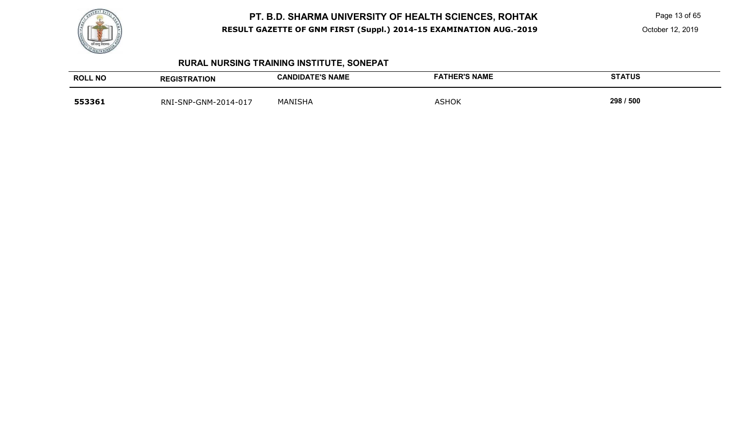## RURAL NURSING TRAINING INSTITUTE, SONEPAT

| ROLL NO | REGISTRATION | CANDIDATE'S NAME | FATHER'S NAME | STATUS |
|---|---|---|---|---|
| **553361** | RNI-SNP-GNM-2014-017 | MANISHA | ASHOK | **298 / 500** |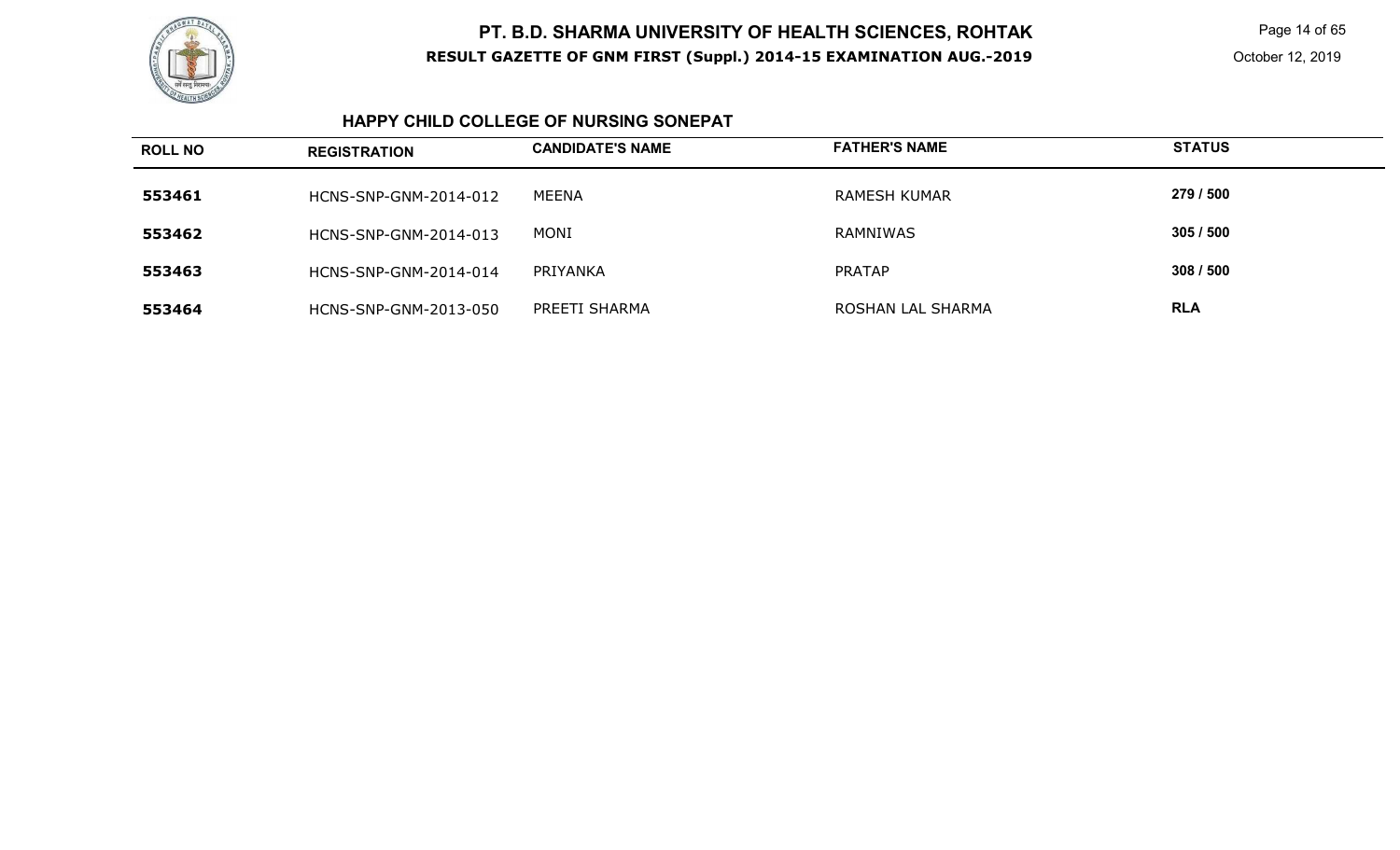## HAPPY CHILD COLLEGE OF NURSING SONEPAT

| ROLL NO | REGISTRATION | CANDIDATE'S NAME | FATHER'S NAME | STATUS |
|---|---|---|---|---|
| 553461 | HCNS-SNP-GNM-2014-012 | MEENA | RAMESH KUMAR | 279 / 500 |
| 553462 | HCNS-SNP-GNM-2014-013 | MONI | RAMNIWAS | 305 / 500 |
| 553463 | HCNS-SNP-GNM-2014-014 | PRIYANKA | PRATAP | 308 / 500 |
| 553464 | HCNS-SNP-GNM-2013-050 | PREETI SHARMA | ROSHAN LAL SHARMA | RLA |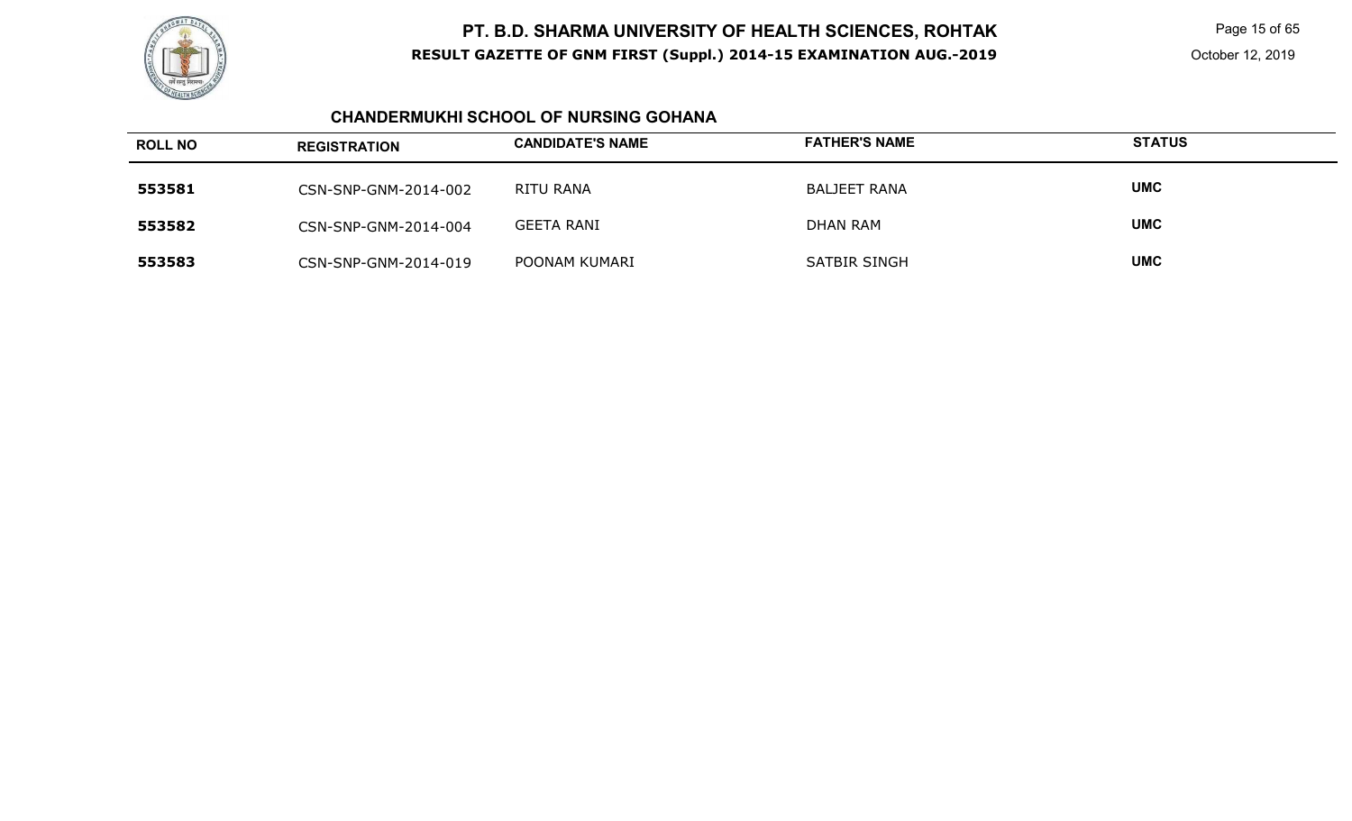## CHANDERMUKHI SCHOOL OF NURSING GOHANA

| ROLL NO | REGISTRATION | CANDIDATE'S NAME | FATHER'S NAME | STATUS |
|---|---|---|---|---|
| 553581 | CSN-SNP-GNM-2014-002 | RITU RANA | BALJEET RANA | UMC |
| 553582 | CSN-SNP-GNM-2014-004 | GEETA RANI | DHAN RAM | UMC |
| 553583 | CSN-SNP-GNM-2014-019 | POONAM KUMARI | SATBIR SINGH | UMC |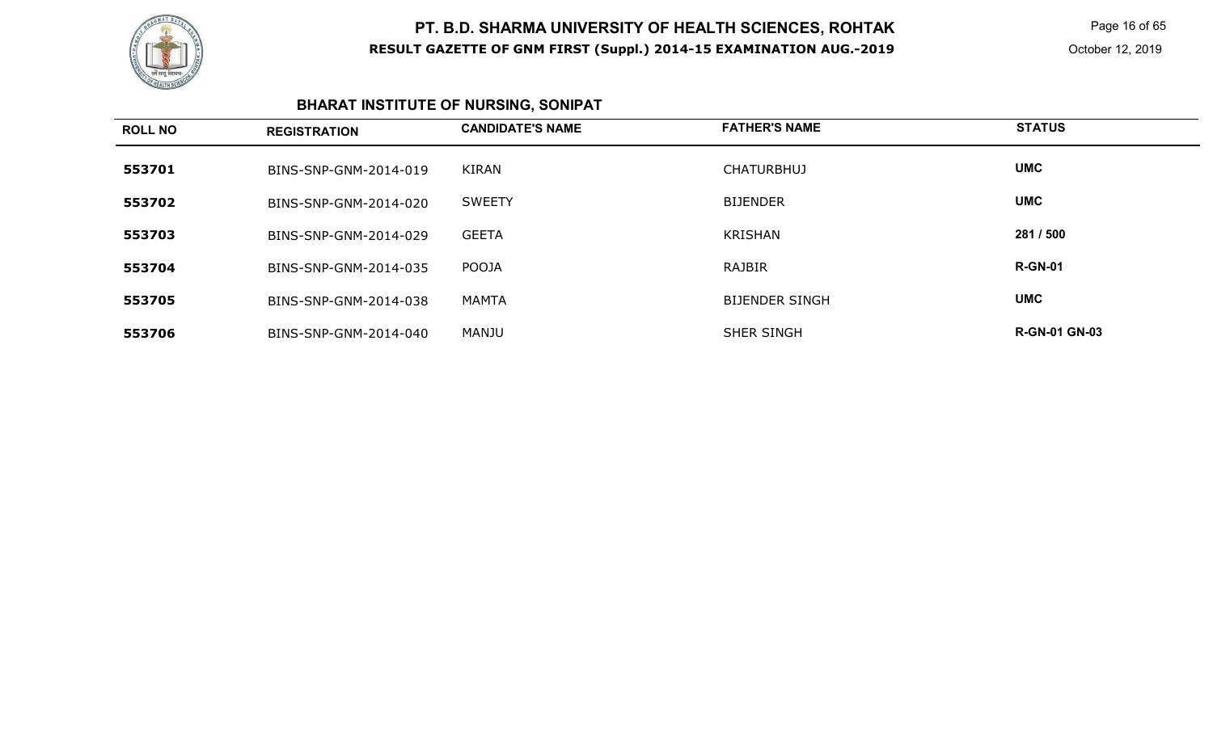# PT. B.D. SHARMA UNIVERSITY OF HEALTH SCIENCES, ROHTAK

**RESULT GAZETTE OF GNM FIRST (Suppl.) 2014-15 EXAMINATION AUG.-2019**

October 12, 2019

## BHARAT INSTITUTE OF NURSING, SONIPAT

| ROLL NO | REGISTRATION | CANDIDATE'S NAME | FATHER'S NAME | STATUS |
|---|---|---|---|---|
| **553701** | BINS-SNP-GNM-2014-019 | KIRAN | CHATURBHUJ | **UMC** |
| **553702** | BINS-SNP-GNM-2014-020 | SWEETY | BIJENDER | **UMC** |
| **553703** | BINS-SNP-GNM-2014-029 | GEETA | KRISHAN | **281 / 500** |
| **553704** | BINS-SNP-GNM-2014-035 | POOJA | RAJBIR | **R-GN-01** |
| **553705** | BINS-SNP-GNM-2014-038 | MAMTA | BIJENDER SINGH | **UMC** |
| **553706** | BINS-SNP-GNM-2014-040 | MANJU | SHER SINGH | **R-GN-01 GN-03** |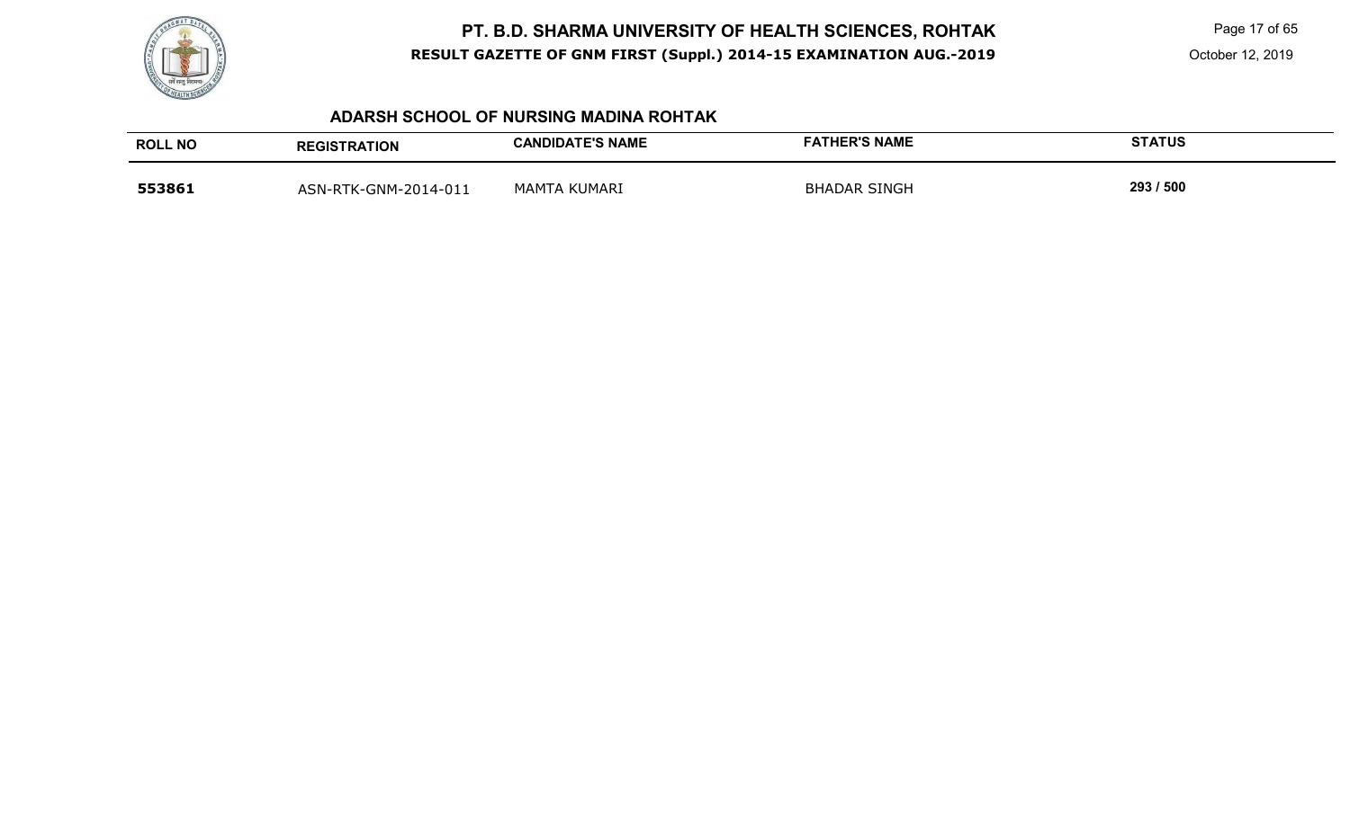## ADARSH SCHOOL OF NURSING MADINA ROHTAK

| ROLL NO | REGISTRATION | CANDIDATE'S NAME | FATHER'S NAME | STATUS |
|---|---|---|---|---|
| **553861** | ASN-RTK-GNM-2014-011 | MAMTA KUMARI | BHADAR SINGH | 293 / 500 |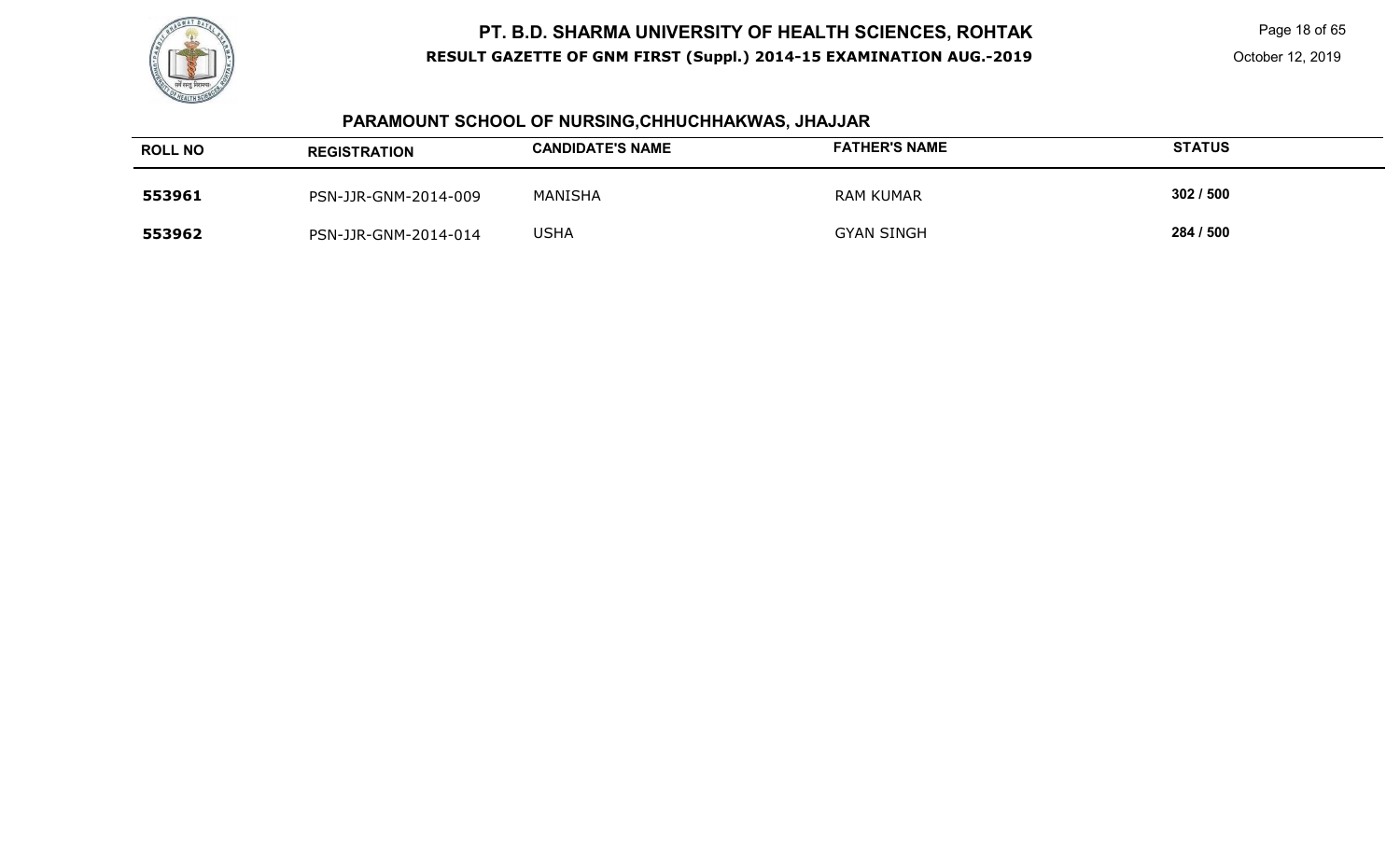## PARAMOUNT SCHOOL OF NURSING,CHHUCHHAKWAS, JHAJJAR

| ROLL NO | REGISTRATION | CANDIDATE'S NAME | FATHER'S NAME | STATUS |
|---|---|---|---|---|
| **553961** | PSN-JJR-GNM-2014-009 | MANISHA | RAM KUMAR | **302 / 500** |
| **553962** | PSN-JJR-GNM-2014-014 | USHA | GYAN SINGH | **284 / 500** |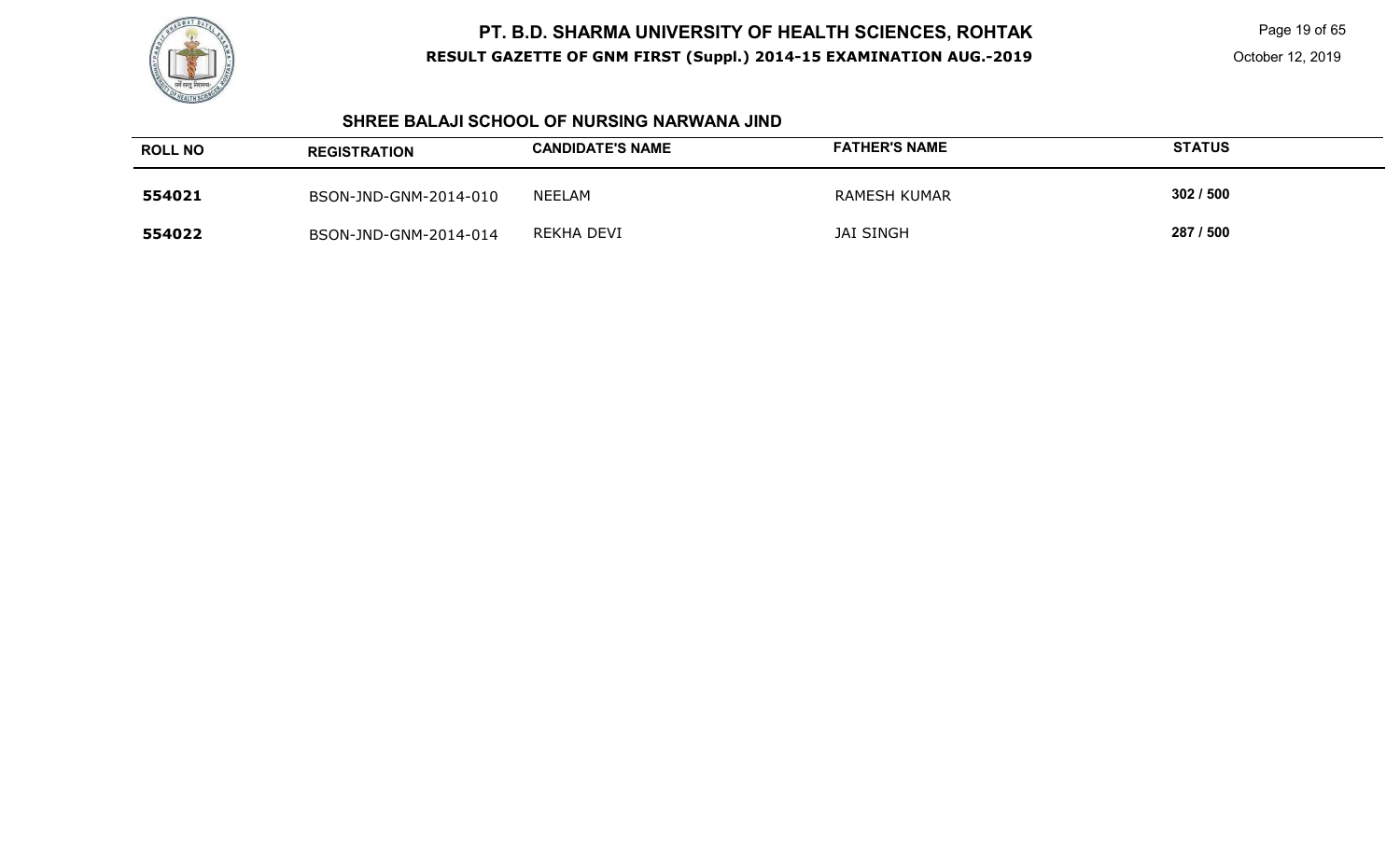## SHREE BALAJI SCHOOL OF NURSING NARWANA JIND

| ROLL NO | REGISTRATION | CANDIDATE'S NAME | FATHER'S NAME | STATUS |
|---|---|---|---|---|
| 554021 | BSON-JND-GNM-2014-010 | NEELAM | RAMESH KUMAR | 302 / 500 |
| 554022 | BSON-JND-GNM-2014-014 | REKHA DEVI | JAI SINGH | 287 / 500 |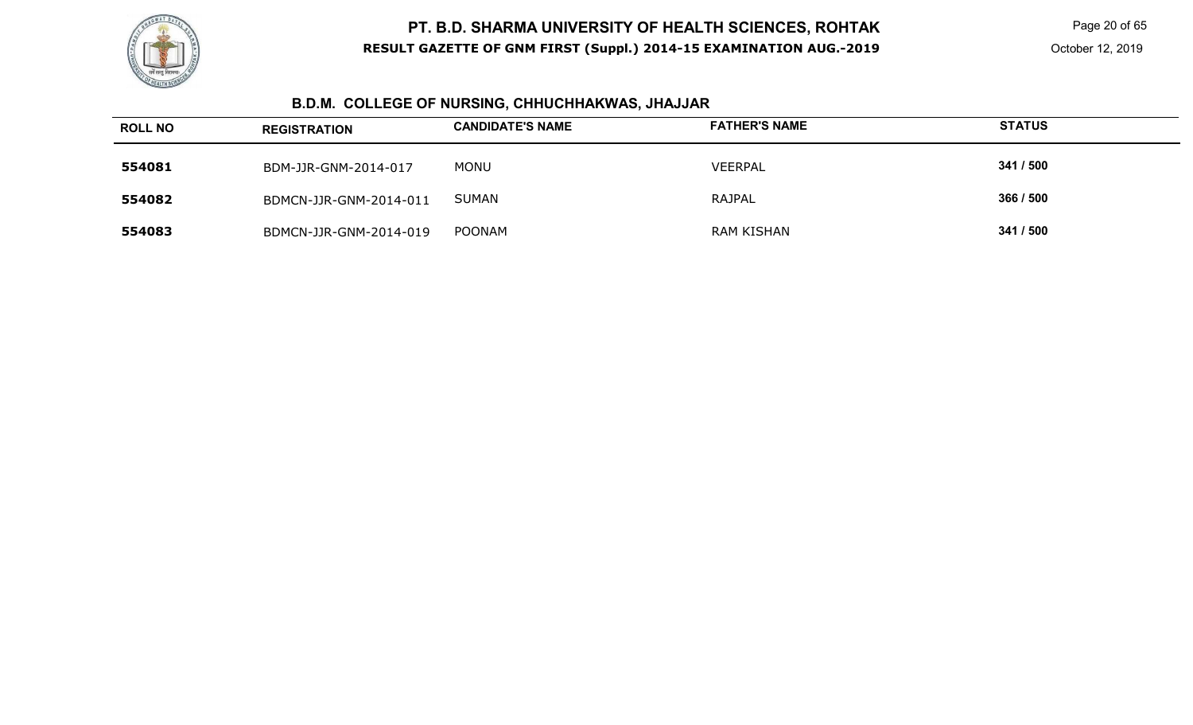## B.D.M. COLLEGE OF NURSING, CHHUCHHAKWAS, JHAJJAR

| ROLL NO | REGISTRATION | CANDIDATE'S NAME | FATHER'S NAME | STATUS |
|---|---|---|---|---|
| 554081 | BDM-JJR-GNM-2014-017 | MONU | VEERPAL | 341 / 500 |
| 554082 | BDMCN-JJR-GNM-2014-011 | SUMAN | RAJPAL | 366 / 500 |
| 554083 | BDMCN-JJR-GNM-2014-019 | POONAM | RAM KISHAN | 341 / 500 |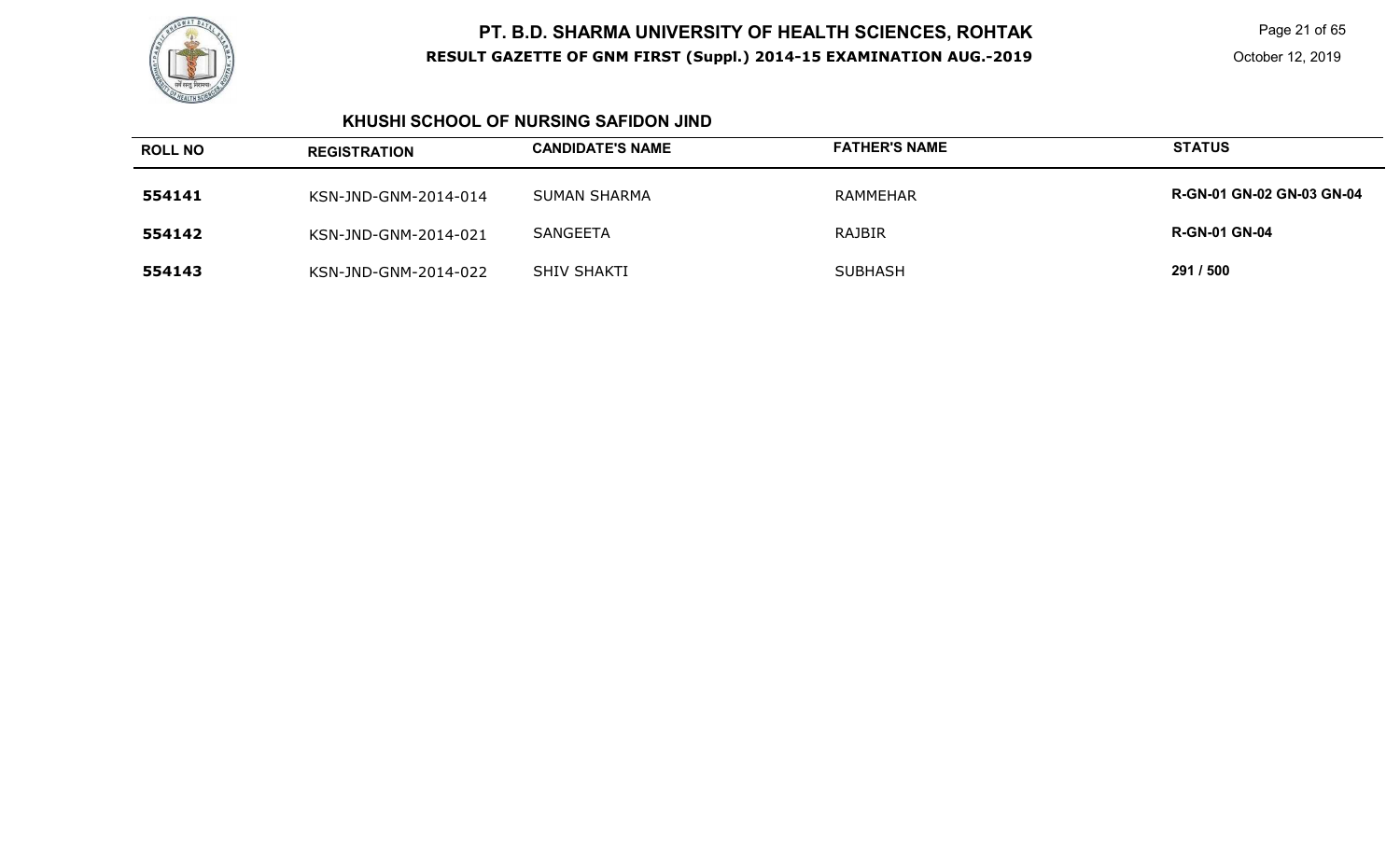# PT. B.D. SHARMA UNIVERSITY OF HEALTH SCIENCES, ROHTAK

**RESULT GAZETTE OF GNM FIRST (Suppl.) 2014-15 EXAMINATION AUG.-2019**

October 12, 2019

## KHUSHI SCHOOL OF NURSING SAFIDON JIND

| ROLL NO | REGISTRATION | CANDIDATE'S NAME | FATHER'S NAME | STATUS |
|---|---|---|---|---|
| **554141** | KSN-JND-GNM-2014-014 | SUMAN SHARMA | RAMMEHAR | **R-GN-01 GN-02 GN-03 GN-04** |
| **554142** | KSN-JND-GNM-2014-021 | SANGEETA | RAJBIR | **R-GN-01 GN-04** |
| **554143** | KSN-JND-GNM-2014-022 | SHIV SHAKTI | SUBHASH | **291 / 500** |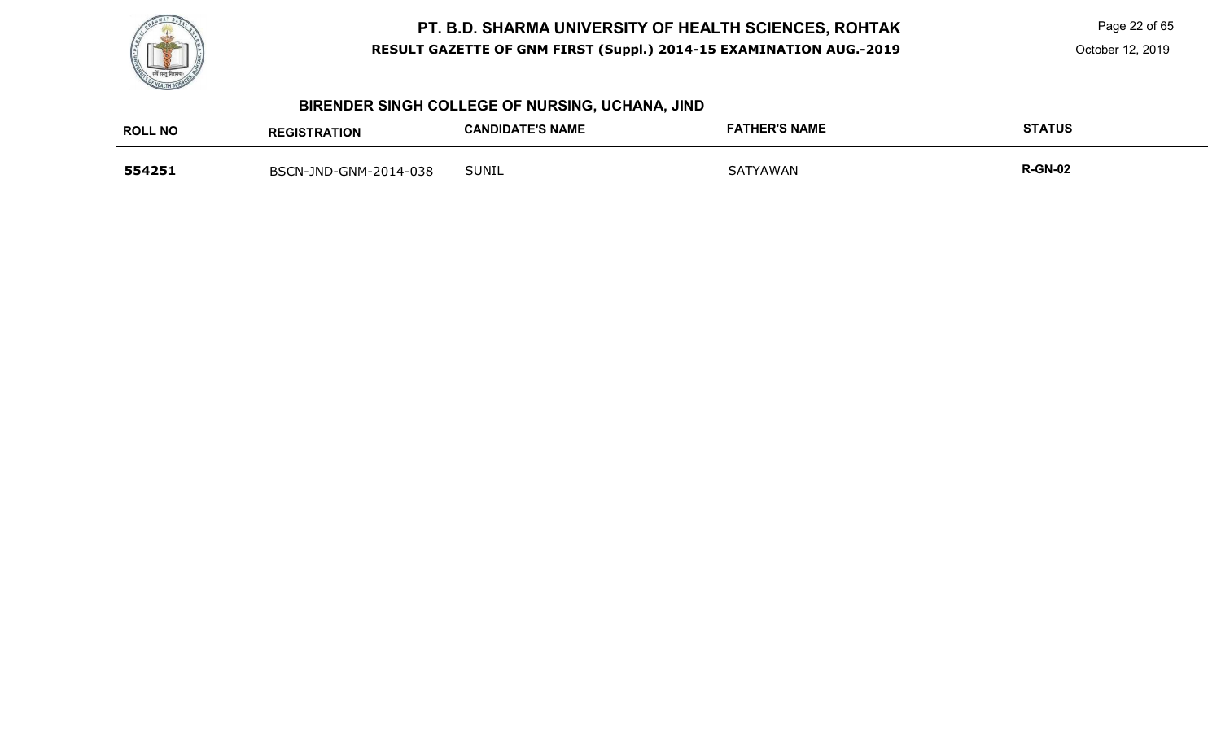# PT. B.D. SHARMA UNIVERSITY OF HEALTH SCIENCES, ROHTAK

**RESULT GAZETTE OF GNM FIRST (Suppl.) 2014-15 EXAMINATION AUG.-2019**

October 12, 2019

## BIRENDER SINGH COLLEGE OF NURSING, UCHANA, JIND

| ROLL NO | REGISTRATION | CANDIDATE'S NAME | FATHER'S NAME | STATUS |
|---|---|---|---|---|
| **554251** | BSCN-JND-GNM-2014-038 | SUNIL | SATYAWAN | **R-GN-02** |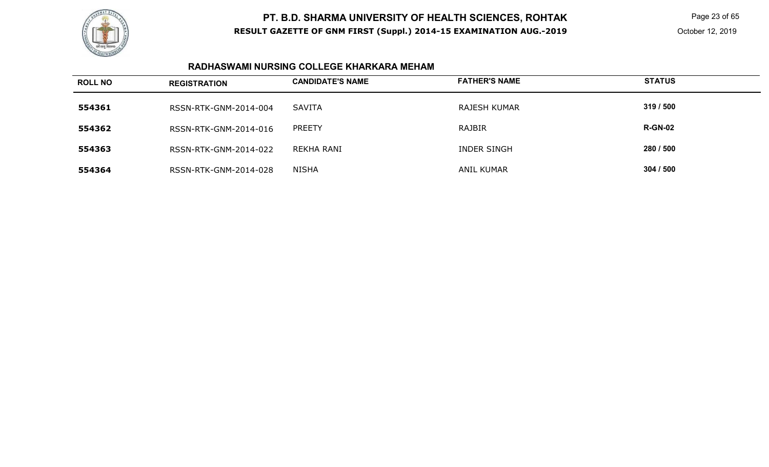# PT. B.D. SHARMA UNIVERSITY OF HEALTH SCIENCES, ROHTAK

**RESULT GAZETTE OF GNM FIRST (Suppl.) 2014-15 EXAMINATION AUG.-2019**

October 12, 2019

## RADHASWAMI NURSING COLLEGE KHARKARA MEHAM

| ROLL NO | REGISTRATION | CANDIDATE'S NAME | FATHER'S NAME | STATUS |
|---|---|---|---|---|
| **554361** | RSSN-RTK-GNM-2014-004 | SAVITA | RAJESH KUMAR | **319 / 500** |
| **554362** | RSSN-RTK-GNM-2014-016 | PREETY | RAJBIR | **R-GN-02** |
| **554363** | RSSN-RTK-GNM-2014-022 | REKHA RANI | INDER SINGH | **280 / 500** |
| **554364** | RSSN-RTK-GNM-2014-028 | NISHA | ANIL KUMAR | **304 / 500** |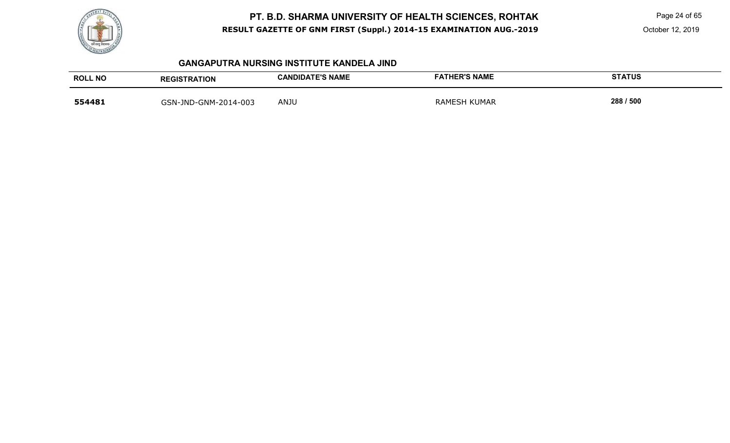# PT. B.D. SHARMA UNIVERSITY OF HEALTH SCIENCES, ROHTAK

**RESULT GAZETTE OF GNM FIRST (Suppl.) 2014-15 EXAMINATION AUG.-2019**

October 12, 2019

## GANGAPUTRA NURSING INSTITUTE KANDELA JIND

| ROLL NO | REGISTRATION | CANDIDATE'S NAME | FATHER'S NAME | STATUS |
|---|---|---|---|---|
| **554481** | GSN-JND-GNM-2014-003 | ANJU | RAMESH KUMAR | **288 / 500** |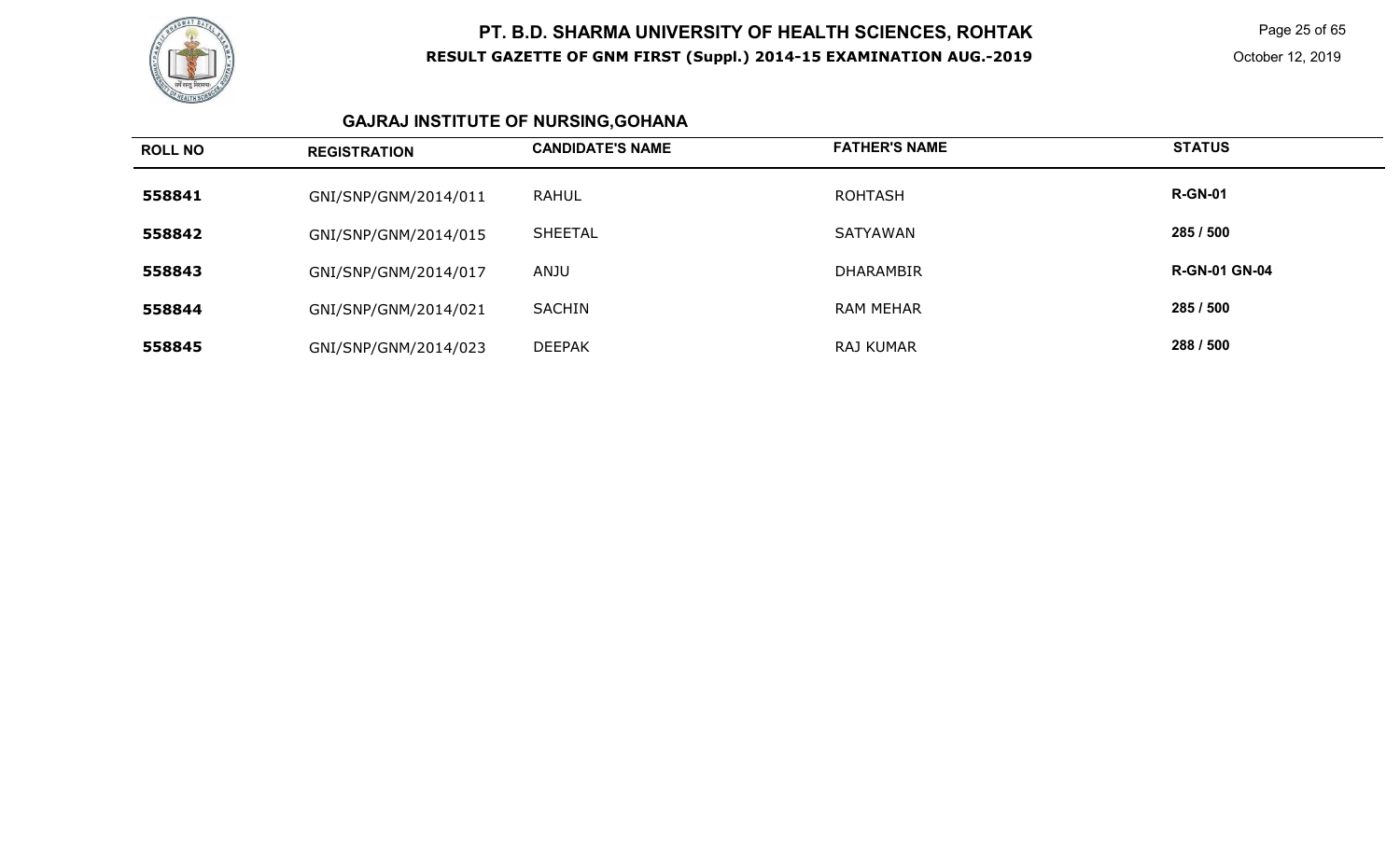# PT. B.D. SHARMA UNIVERSITY OF HEALTH SCIENCES, ROHTAK

**RESULT GAZETTE OF GNM FIRST (Suppl.) 2014-15 EXAMINATION AUG.-2019**

October 12, 2019

## GAJRAJ INSTITUTE OF NURSING,GOHANA

| ROLL NO | REGISTRATION | CANDIDATE'S NAME | FATHER'S NAME | STATUS |
|---|---|---|---|---|
| 558841 | GNI/SNP/GNM/2014/011 | RAHUL | ROHTASH | R-GN-01 |
| 558842 | GNI/SNP/GNM/2014/015 | SHEETAL | SATYAWAN | 285 / 500 |
| 558843 | GNI/SNP/GNM/2014/017 | ANJU | DHARAMBIR | R-GN-01 GN-04 |
| 558844 | GNI/SNP/GNM/2014/021 | SACHIN | RAM MEHAR | 285 / 500 |
| 558845 | GNI/SNP/GNM/2014/023 | DEEPAK | RAJ KUMAR | 288 / 500 |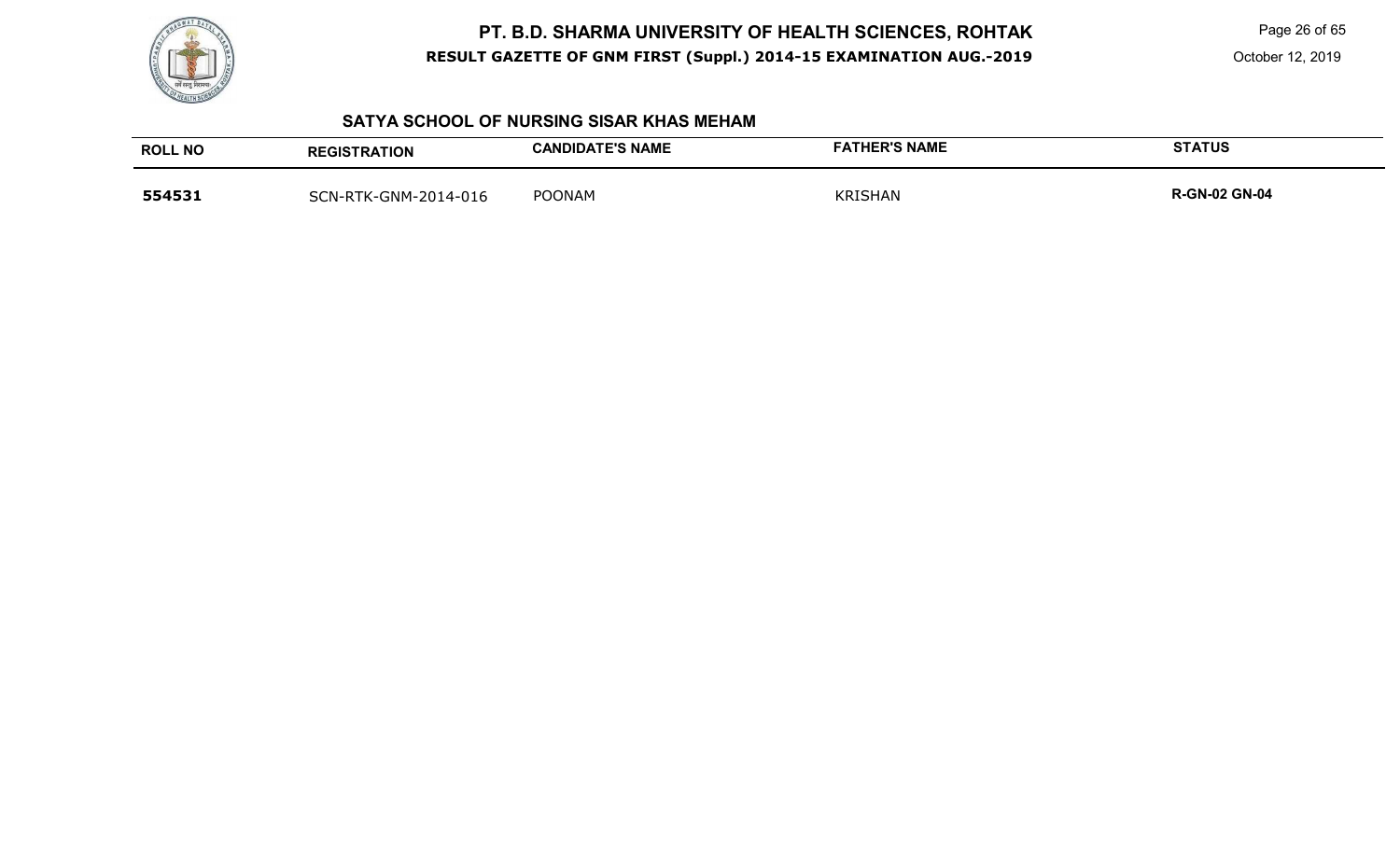## SATYA SCHOOL OF NURSING SISAR KHAS MEHAM

| ROLL NO | REGISTRATION | CANDIDATE'S NAME | FATHER'S NAME | STATUS |
|---|---|---|---|---|
| 554531 | SCN-RTK-GNM-2014-016 | POONAM | KRISHAN | R-GN-02 GN-04 |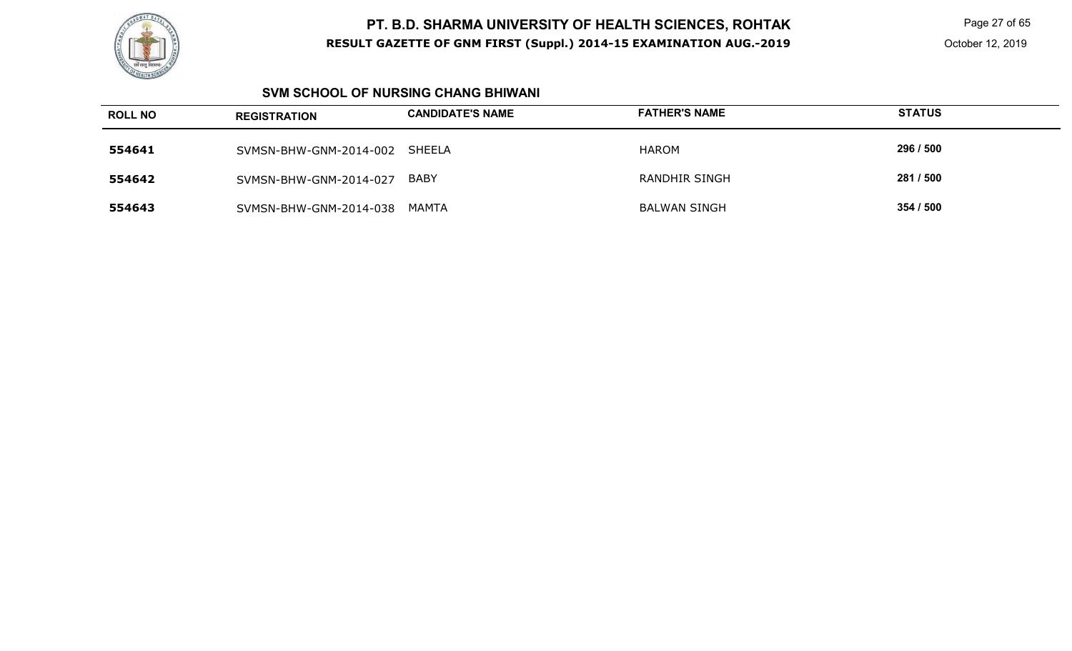## SVM SCHOOL OF NURSING CHANG BHIWANI

| ROLL NO | REGISTRATION | CANDIDATE'S NAME | FATHER'S NAME | STATUS |
|---|---|---|---|---|
| 554641 | SVMSN-BHW-GNM-2014-002 | SHEELA | HAROM | 296 / 500 |
| 554642 | SVMSN-BHW-GNM-2014-027 | BABY | RANDHIR SINGH | 281 / 500 |
| 554643 | SVMSN-BHW-GNM-2014-038 | MAMTA | BALWAN SINGH | 354 / 500 |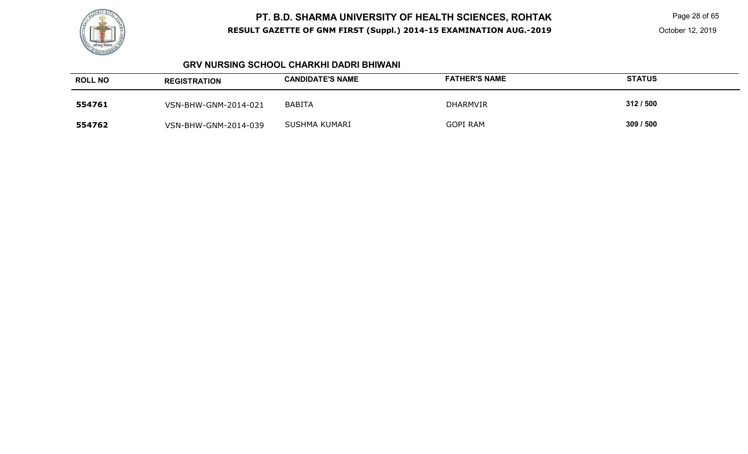## GRV NURSING SCHOOL CHARKHI DADRI BHIWANI

| ROLL NO | REGISTRATION | CANDIDATE'S NAME | FATHER'S NAME | STATUS |
|---|---|---|---|---|
| 554761 | VSN-BHW-GNM-2014-021 | BABITA | DHARMVIR | 312 / 500 |
| 554762 | VSN-BHW-GNM-2014-039 | SUSHMA KUMARI | GOPI RAM | 309 / 500 |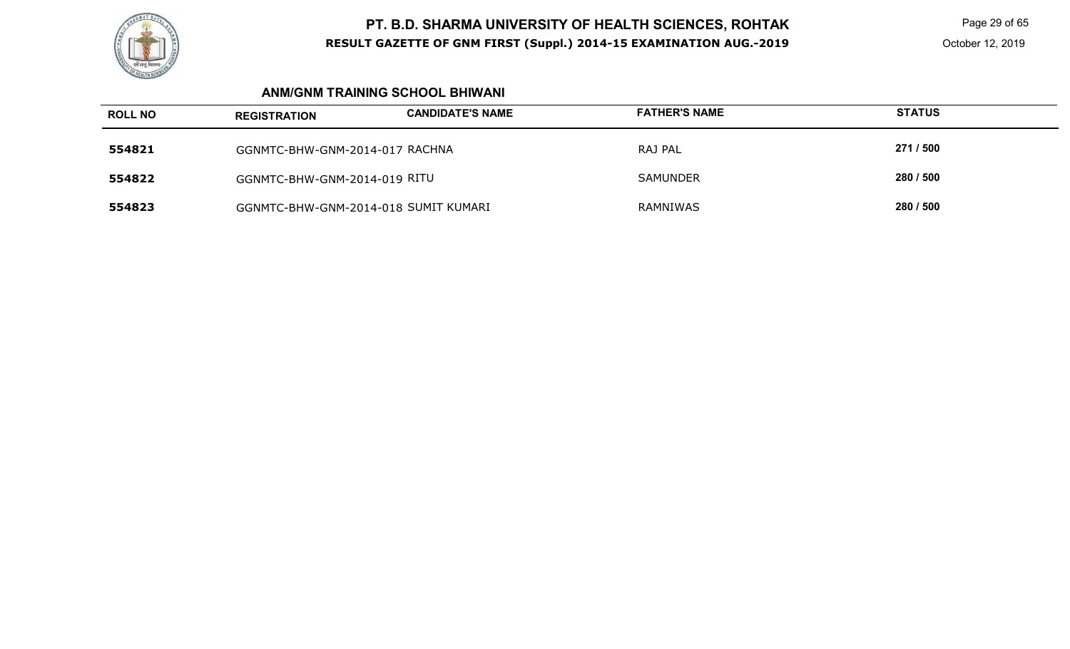## ANM/GNM TRAINING SCHOOL BHIWANI

| ROLL NO | REGISTRATION | CANDIDATE'S NAME | FATHER'S NAME | STATUS |
| --- | --- | --- | --- | --- |
| 554821 | GGNMTC-BHW-GNM-2014-017 | RACHNA | RAJ PAL | 271 / 500 |
| 554822 | GGNMTC-BHW-GNM-2014-019 | RITU | SAMUNDER | 280 / 500 |
| 554823 | GGNMTC-BHW-GNM-2014-018 | SUMIT KUMARI | RAMNIWAS | 280 / 500 |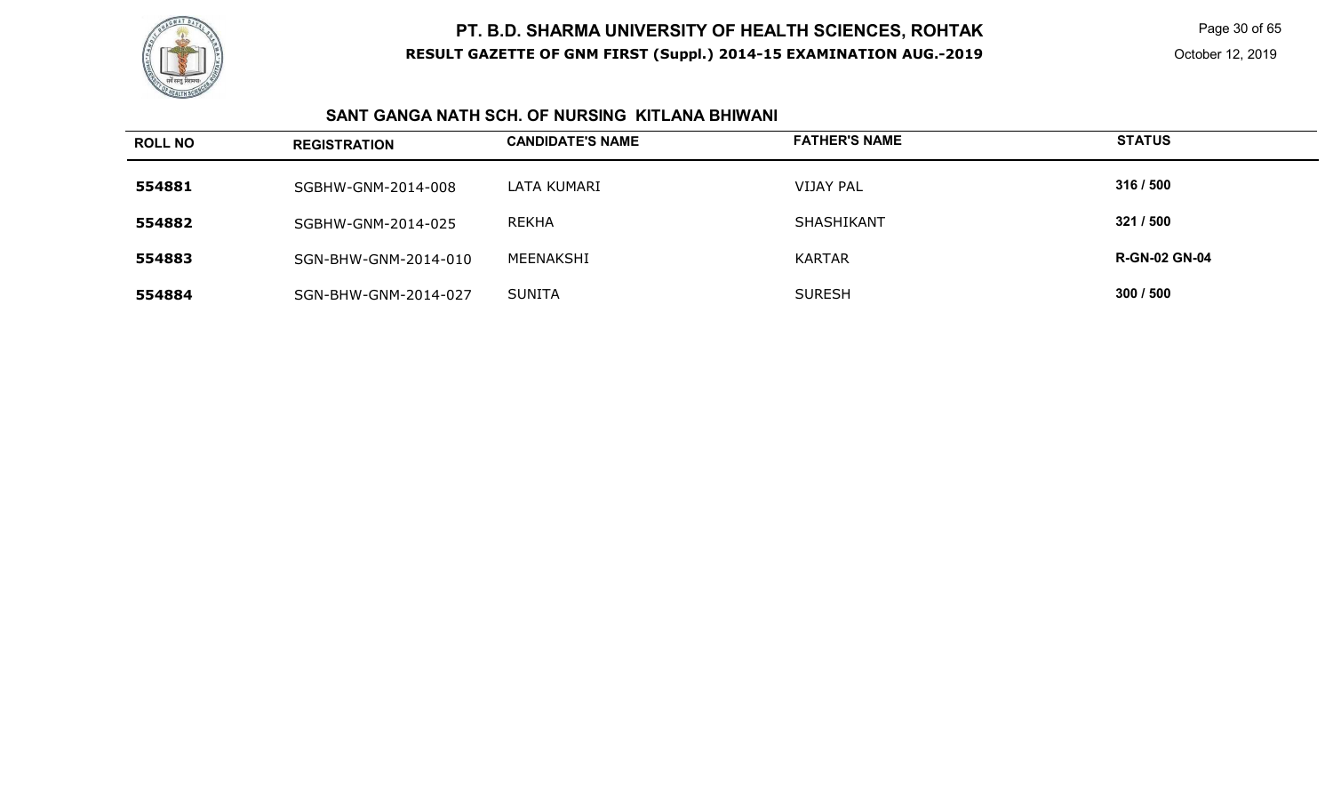# PT. B.D. SHARMA UNIVERSITY OF HEALTH SCIENCES, ROHTAK

**RESULT GAZETTE OF GNM FIRST (Suppl.) 2014-15 EXAMINATION AUG.-2019**

October 12, 2019

## SANT GANGA NATH SCH. OF NURSING KITLANA BHIWANI

| ROLL NO | REGISTRATION | CANDIDATE'S NAME | FATHER'S NAME | STATUS |
|---|---|---|---|---|
| 554881 | SGBHW-GNM-2014-008 | LATA KUMARI | VIJAY PAL | 316 / 500 |
| 554882 | SGBHW-GNM-2014-025 | REKHA | SHASHIKANT | 321 / 500 |
| 554883 | SGN-BHW-GNM-2014-010 | MEENAKSHI | KARTAR | R-GN-02 GN-04 |
| 554884 | SGN-BHW-GNM-2014-027 | SUNITA | SURESH | 300 / 500 |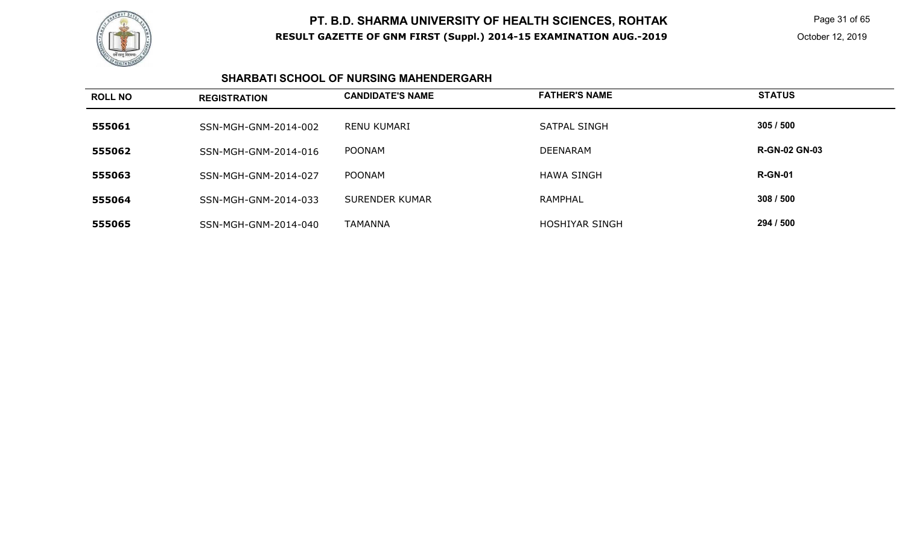## SHARBATI SCHOOL OF NURSING MAHENDERGARH

| ROLL NO | REGISTRATION | CANDIDATE'S NAME | FATHER'S NAME | STATUS |
|---|---|---|---|---|
| 555061 | SSN-MGH-GNM-2014-002 | RENU KUMARI | SATPAL SINGH | 305 / 500 |
| 555062 | SSN-MGH-GNM-2014-016 | POONAM | DEENARAM | R-GN-02 GN-03 |
| 555063 | SSN-MGH-GNM-2014-027 | POONAM | HAWA SINGH | R-GN-01 |
| 555064 | SSN-MGH-GNM-2014-033 | SURENDER KUMAR | RAMPHAL | 308 / 500 |
| 555065 | SSN-MGH-GNM-2014-040 | TAMANNA | HOSHIYAR SINGH | 294 / 500 |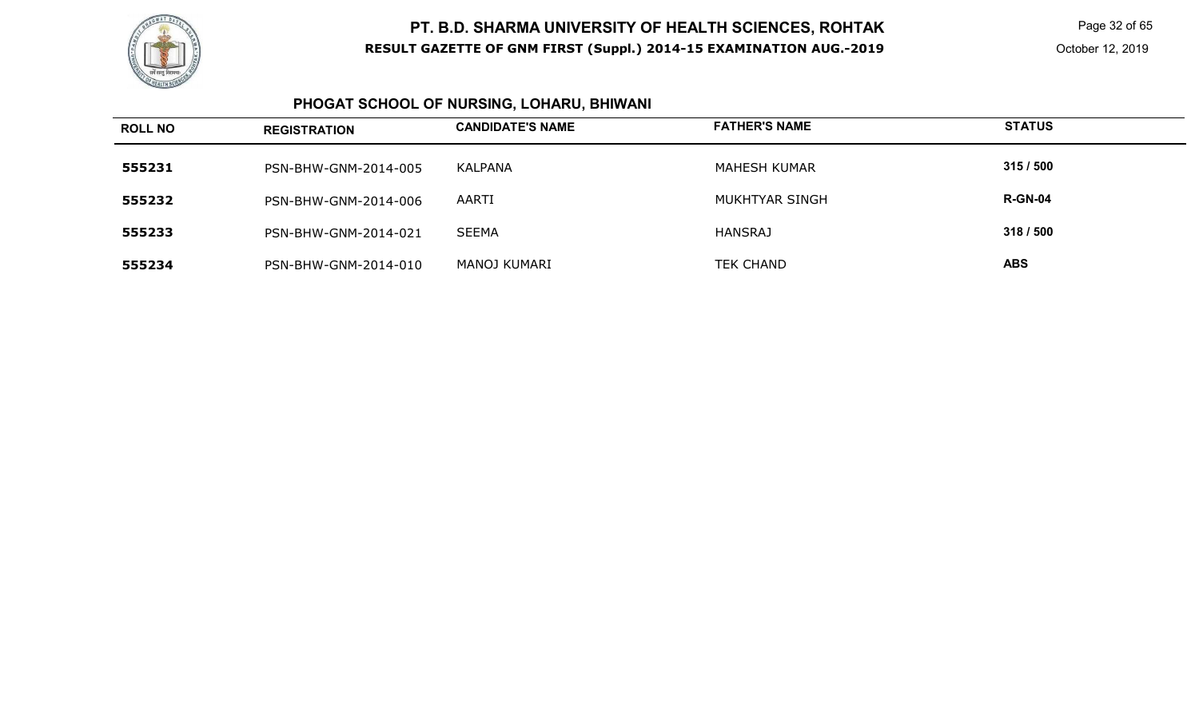## PHOGAT SCHOOL OF NURSING, LOHARU, BHIWANI

| ROLL NO | REGISTRATION | CANDIDATE'S NAME | FATHER'S NAME | STATUS |
|---|---|---|---|---|
| 555231 | PSN-BHW-GNM-2014-005 | KALPANA | MAHESH KUMAR | 315 / 500 |
| 555232 | PSN-BHW-GNM-2014-006 | AARTI | MUKHTYAR SINGH | R-GN-04 |
| 555233 | PSN-BHW-GNM-2014-021 | SEEMA | HANSRAJ | 318 / 500 |
| 555234 | PSN-BHW-GNM-2014-010 | MANOJ KUMARI | TEK CHAND | ABS |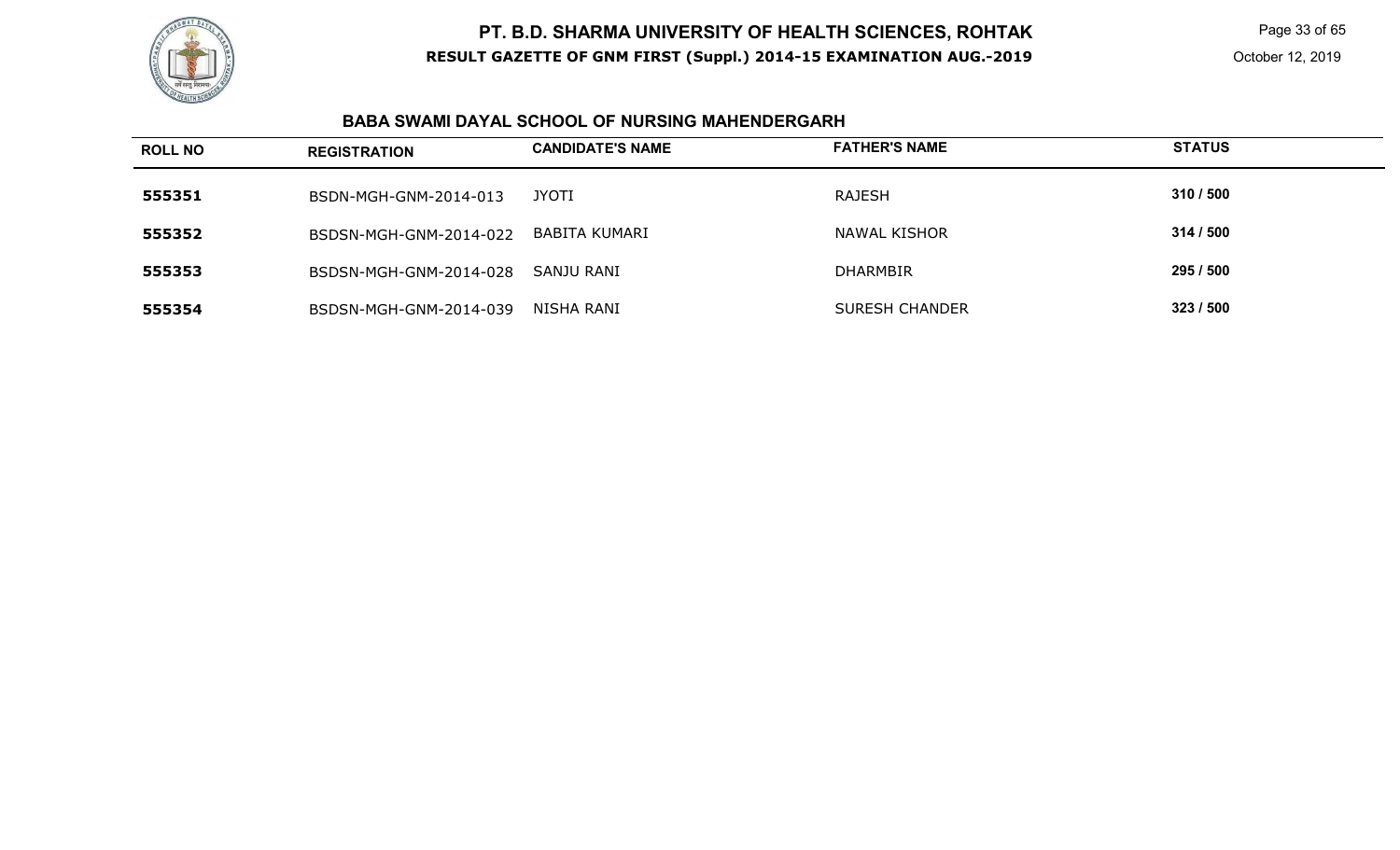# PT. B.D. SHARMA UNIVERSITY OF HEALTH SCIENCES, ROHTAK

**RESULT GAZETTE OF GNM FIRST (Suppl.) 2014-15 EXAMINATION AUG.-2019**

October 12, 2019

## BABA SWAMI DAYAL SCHOOL OF NURSING MAHENDERGARH

| ROLL NO | REGISTRATION | CANDIDATE'S NAME | FATHER'S NAME | STATUS |
|---|---|---|---|---|
| **555351** | BSDN-MGH-GNM-2014-013 | JYOTI | RAJESH | **310 / 500** |
| **555352** | BSDSN-MGH-GNM-2014-022 | BABITA KUMARI | NAWAL KISHOR | **314 / 500** |
| **555353** | BSDSN-MGH-GNM-2014-028 | SANJU RANI | DHARMBIR | **295 / 500** |
| **555354** | BSDSN-MGH-GNM-2014-039 | NISHA RANI | SURESH CHANDER | **323 / 500** |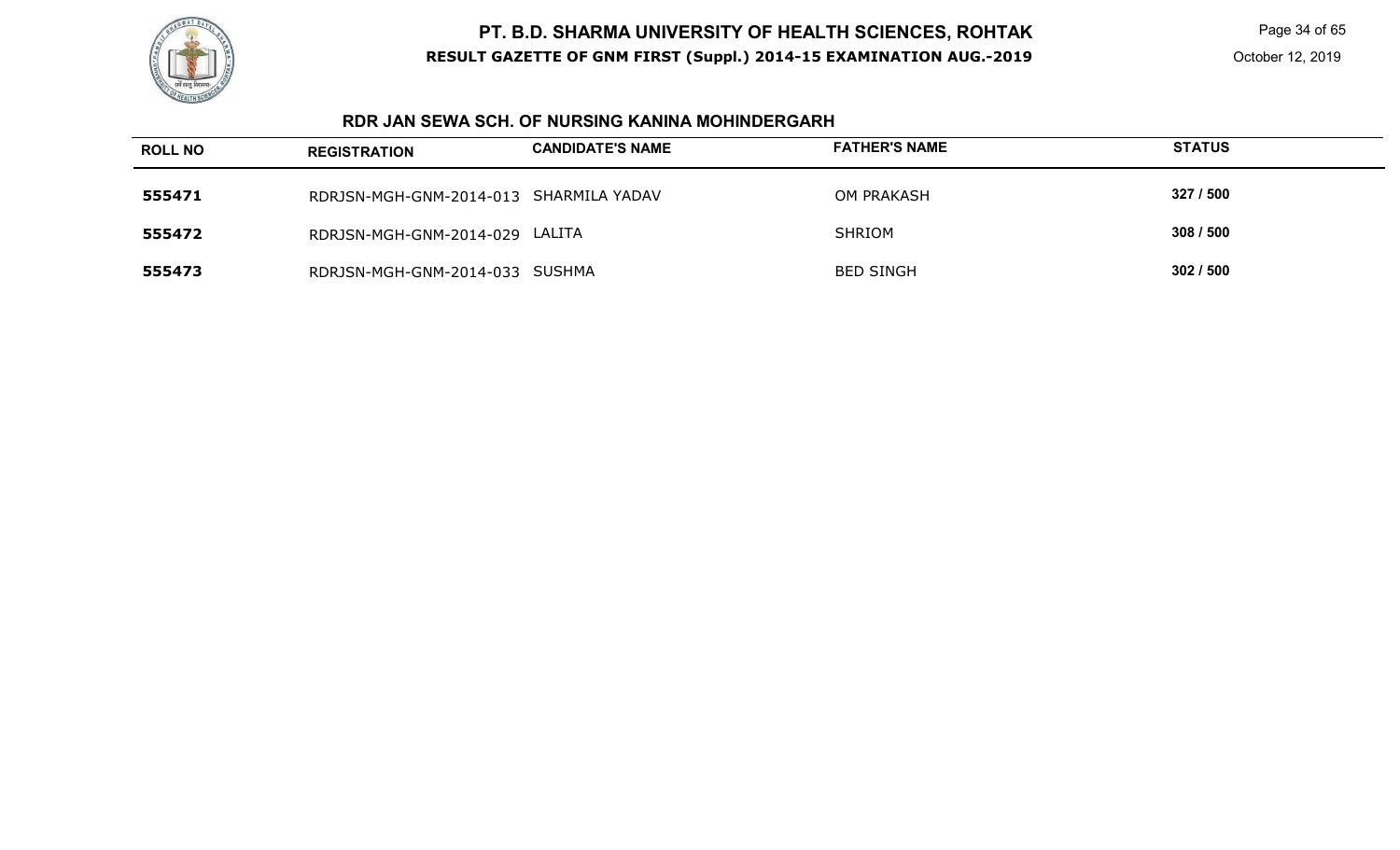# PT. B.D. SHARMA UNIVERSITY OF HEALTH SCIENCES, ROHTAK

**RESULT GAZETTE OF GNM FIRST (Suppl.) 2014-15 EXAMINATION AUG.-2019**

October 12, 2019

### RDR JAN SEWA SCH. OF NURSING KANINA MOHINDERGARH

| ROLL NO | REGISTRATION | CANDIDATE'S NAME | FATHER'S NAME | STATUS |
|---|---|---|---|---|
| **555471** | RDRJSN-MGH-GNM-2014-013 | SHARMILA YADAV | OM PRAKASH | **327 / 500** |
| **555472** | RDRJSN-MGH-GNM-2014-029 | LALITA | SHRIOM | **308 / 500** |
| **555473** | RDRJSN-MGH-GNM-2014-033 | SUSHMA | BED SINGH | **302 / 500** |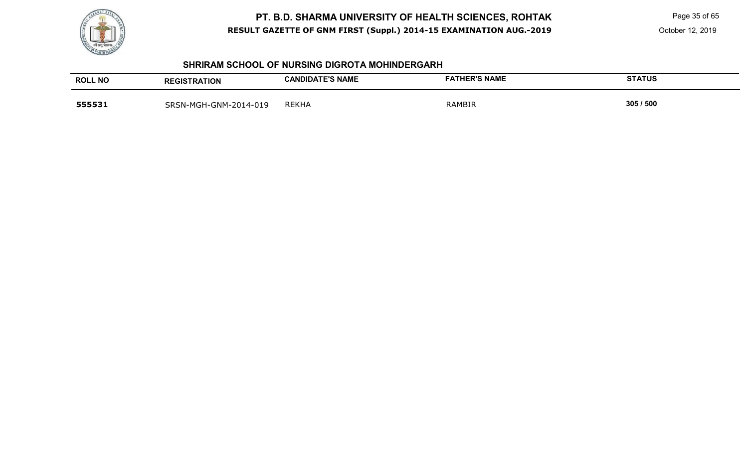## SHRIRAM SCHOOL OF NURSING DIGROTA MOHINDERGARH

| ROLL NO | REGISTRATION | CANDIDATE'S NAME | FATHER'S NAME | STATUS |
|---|---|---|---|---|
| **555531** | SRSN-MGH-GNM-2014-019 | REKHA | RAMBIR | **305 / 500** |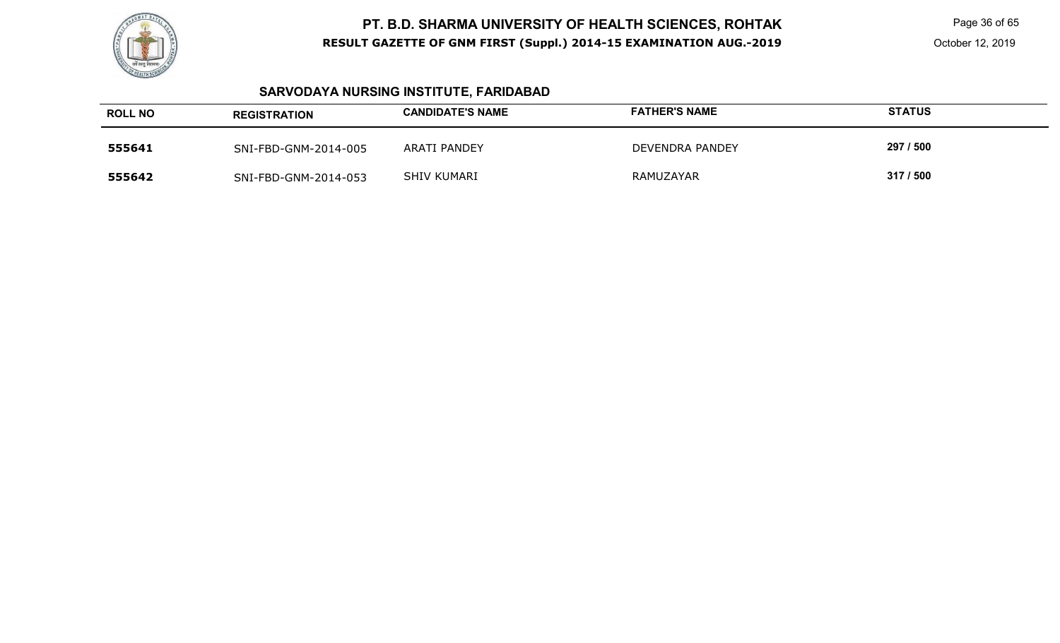## SARVODAYA NURSING INSTITUTE, FARIDABAD

| ROLL NO | REGISTRATION | CANDIDATE'S NAME | FATHER'S NAME | STATUS |
|---|---|---|---|---|
| **555641** | SNI-FBD-GNM-2014-005 | ARATI PANDEY | DEVENDRA PANDEY | **297 / 500** |
| **555642** | SNI-FBD-GNM-2014-053 | SHIV KUMARI | RAMUZAYAR | **317 / 500** |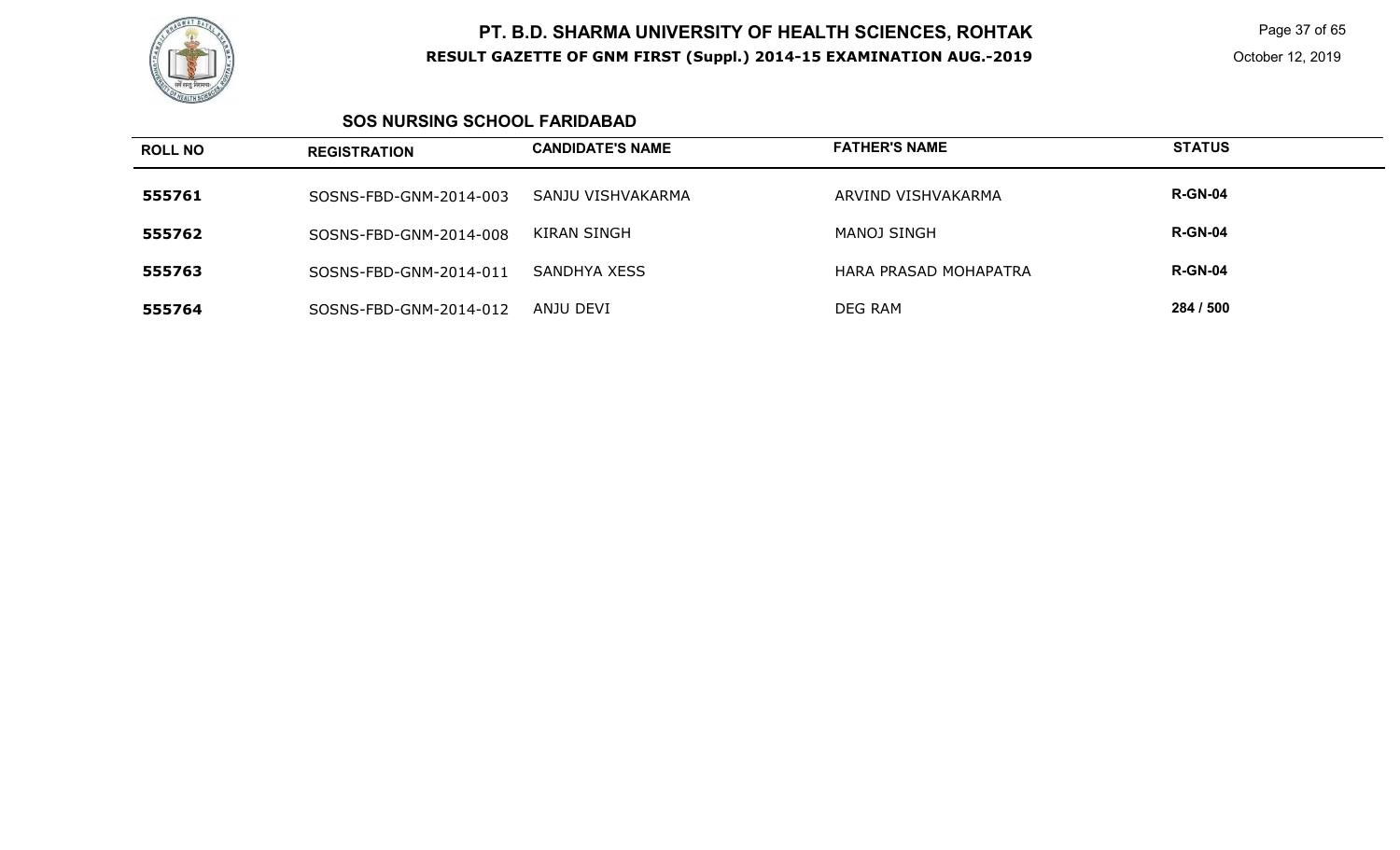## SOS NURSING SCHOOL FARIDABAD

| ROLL NO | REGISTRATION | CANDIDATE'S NAME | FATHER'S NAME | STATUS |
|---|---|---|---|---|
| 555761 | SOSNS-FBD-GNM-2014-003 | SANJU VISHVAKARMA | ARVIND VISHVAKARMA | R-GN-04 |
| 555762 | SOSNS-FBD-GNM-2014-008 | KIRAN SINGH | MANOJ SINGH | R-GN-04 |
| 555763 | SOSNS-FBD-GNM-2014-011 | SANDHYA XESS | HARA PRASAD MOHAPATRA | R-GN-04 |
| 555764 | SOSNS-FBD-GNM-2014-012 | ANJU DEVI | DEG RAM | 284 / 500 |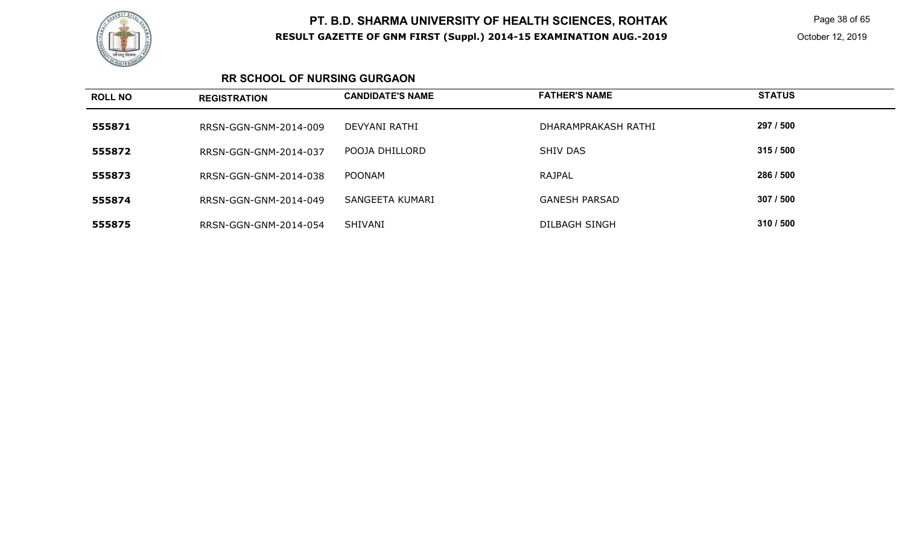## RR SCHOOL OF NURSING GURGAON

| ROLL NO | REGISTRATION | CANDIDATE'S NAME | FATHER'S NAME | STATUS |
|---|---|---|---|---|
| **555871** | RRSN-GGN-GNM-2014-009 | DEVYANI RATHI | DHARAMPRAKASH RATHI | **297 / 500** |
| **555872** | RRSN-GGN-GNM-2014-037 | POOJA DHILLORD | SHIV DAS | **315 / 500** |
| **555873** | RRSN-GGN-GNM-2014-038 | POONAM | RAJPAL | **286 / 500** |
| **555874** | RRSN-GGN-GNM-2014-049 | SANGEETA KUMARI | GANESH PARSAD | **307 / 500** |
| **555875** | RRSN-GGN-GNM-2014-054 | SHIVANI | DILBAGH SINGH | **310 / 500** |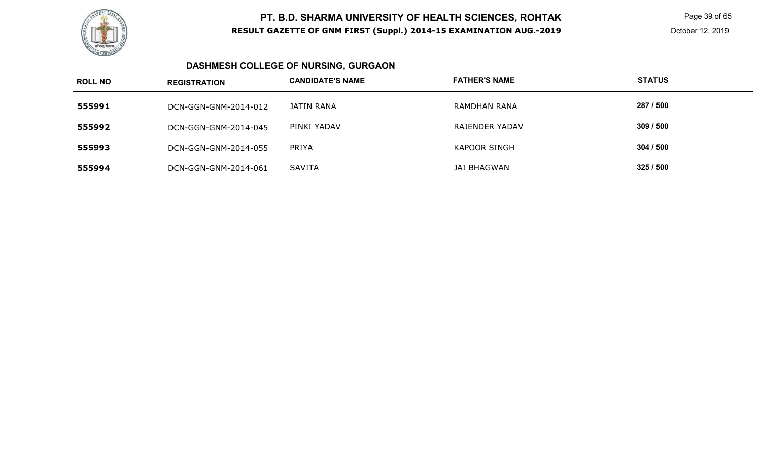## DASHMESH COLLEGE OF NURSING, GURGAON

| ROLL NO | REGISTRATION | CANDIDATE'S NAME | FATHER'S NAME | STATUS |
|---|---|---|---|---|
| 555991 | DCN-GGN-GNM-2014-012 | JATIN RANA | RAMDHAN RANA | 287 / 500 |
| 555992 | DCN-GGN-GNM-2014-045 | PINKI YADAV | RAJENDER YADAV | 309 / 500 |
| 555993 | DCN-GGN-GNM-2014-055 | PRIYA | KAPOOR SINGH | 304 / 500 |
| 555994 | DCN-GGN-GNM-2014-061 | SAVITA | JAI BHAGWAN | 325 / 500 |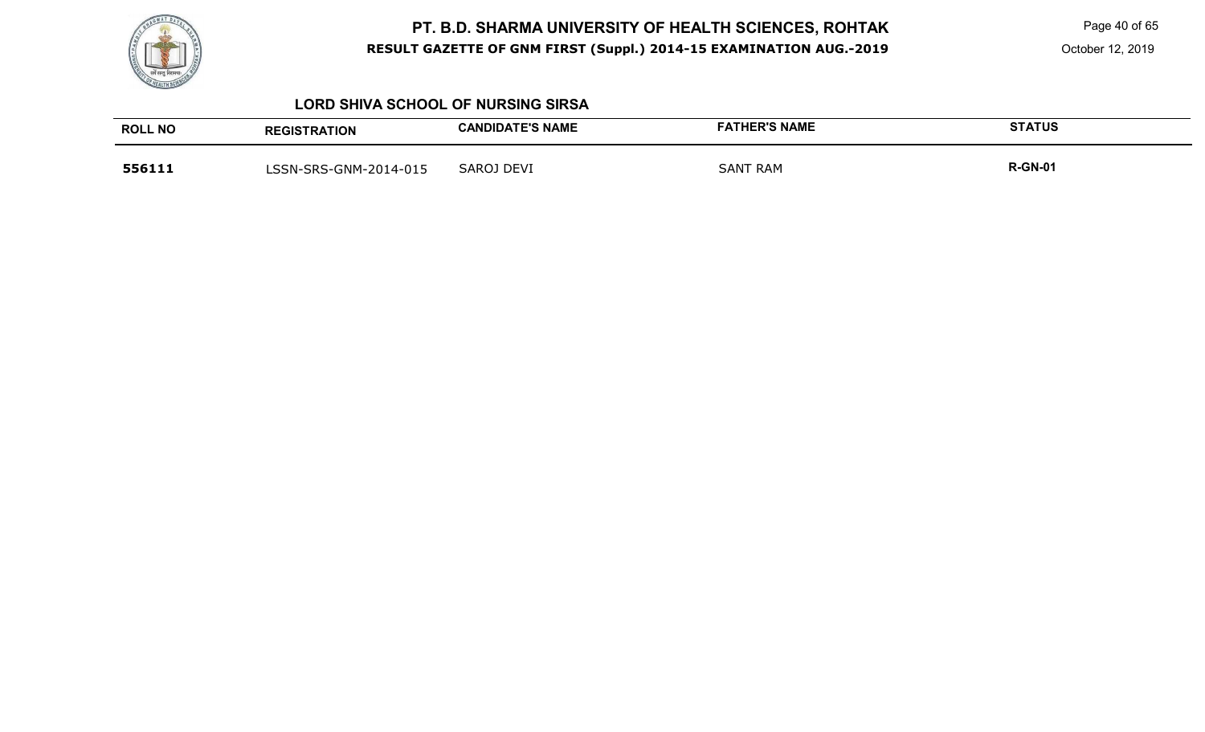## LORD SHIVA SCHOOL OF NURSING SIRSA

| ROLL NO | REGISTRATION | CANDIDATE'S NAME | FATHER'S NAME | STATUS |
|---|---|---|---|---|
| **556111** | LSSN-SRS-GNM-2014-015 | SAROJ DEVI | SANT RAM | **R-GN-01** |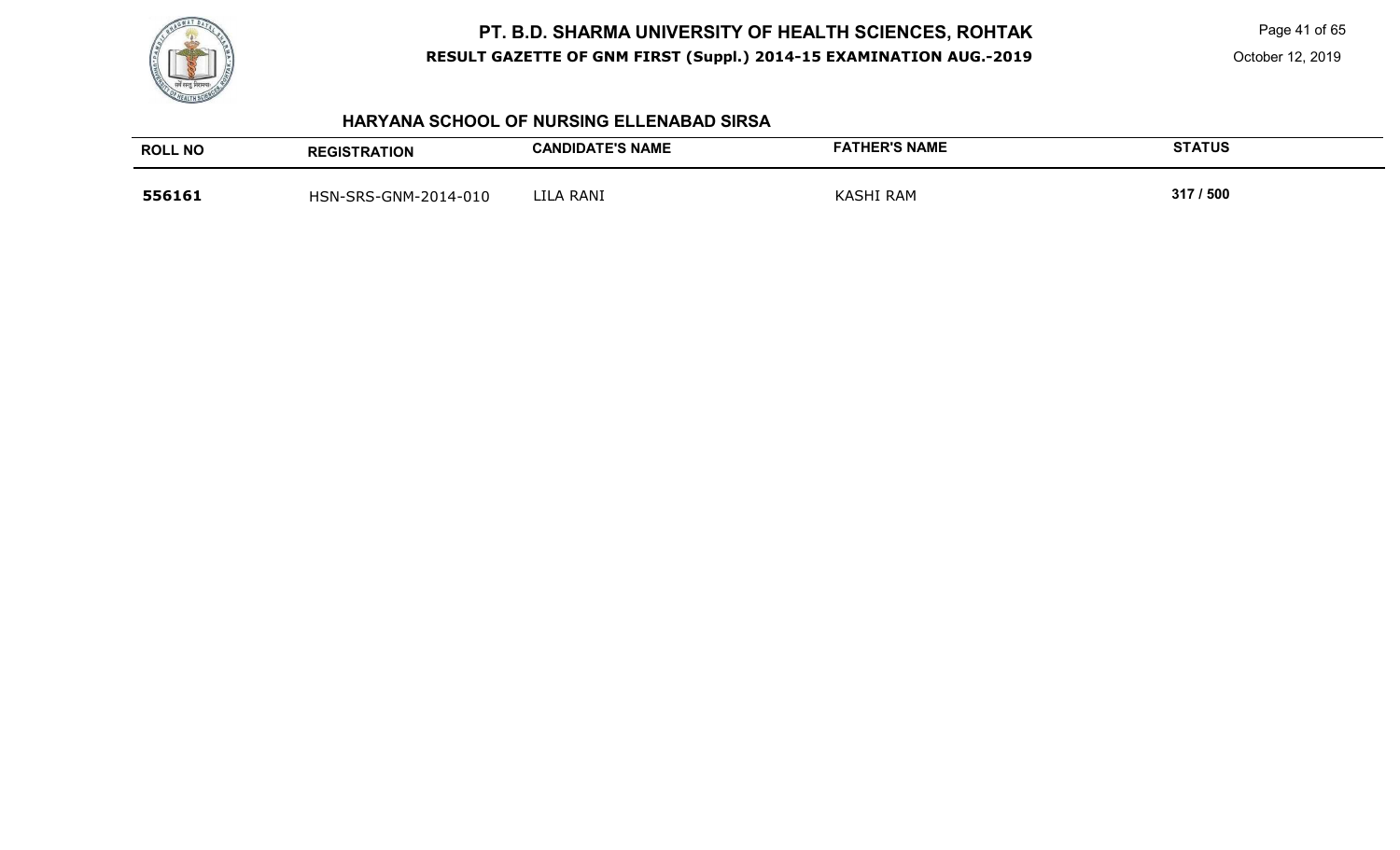# PT. B.D. SHARMA UNIVERSITY OF HEALTH SCIENCES, ROHTAK

**RESULT GAZETTE OF GNM FIRST (Suppl.) 2014-15 EXAMINATION AUG.-2019**

October 12, 2019

## HARYANA SCHOOL OF NURSING ELLENABAD SIRSA

| ROLL NO | REGISTRATION | CANDIDATE'S NAME | FATHER'S NAME | STATUS |
|---|---|---|---|---|
| **556161** | HSN-SRS-GNM-2014-010 | LILA RANI | KASHI RAM | 317 / 500 |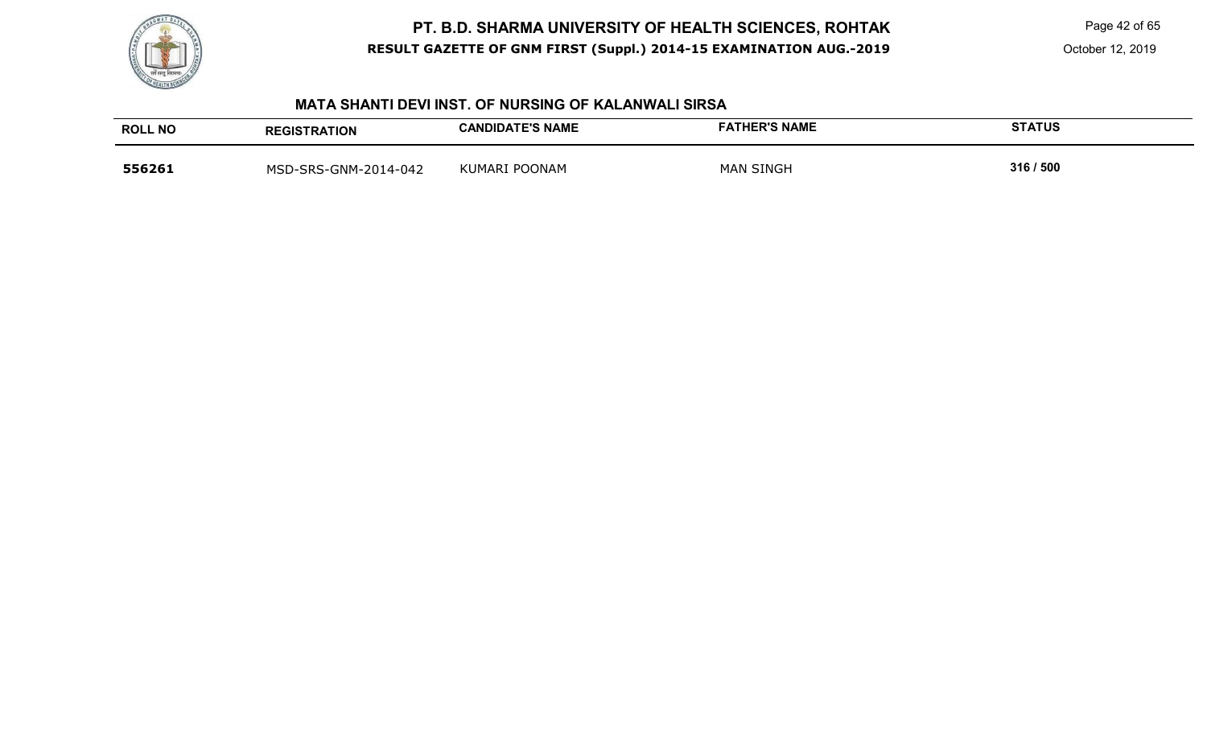## MATA SHANTI DEVI INST. OF NURSING OF KALANWALI SIRSA

| ROLL NO | REGISTRATION | CANDIDATE'S NAME | FATHER'S NAME | STATUS |
|---|---|---|---|---|
| **556261** | MSD-SRS-GNM-2014-042 | KUMARI POONAM | MAN SINGH | 316 / 500 |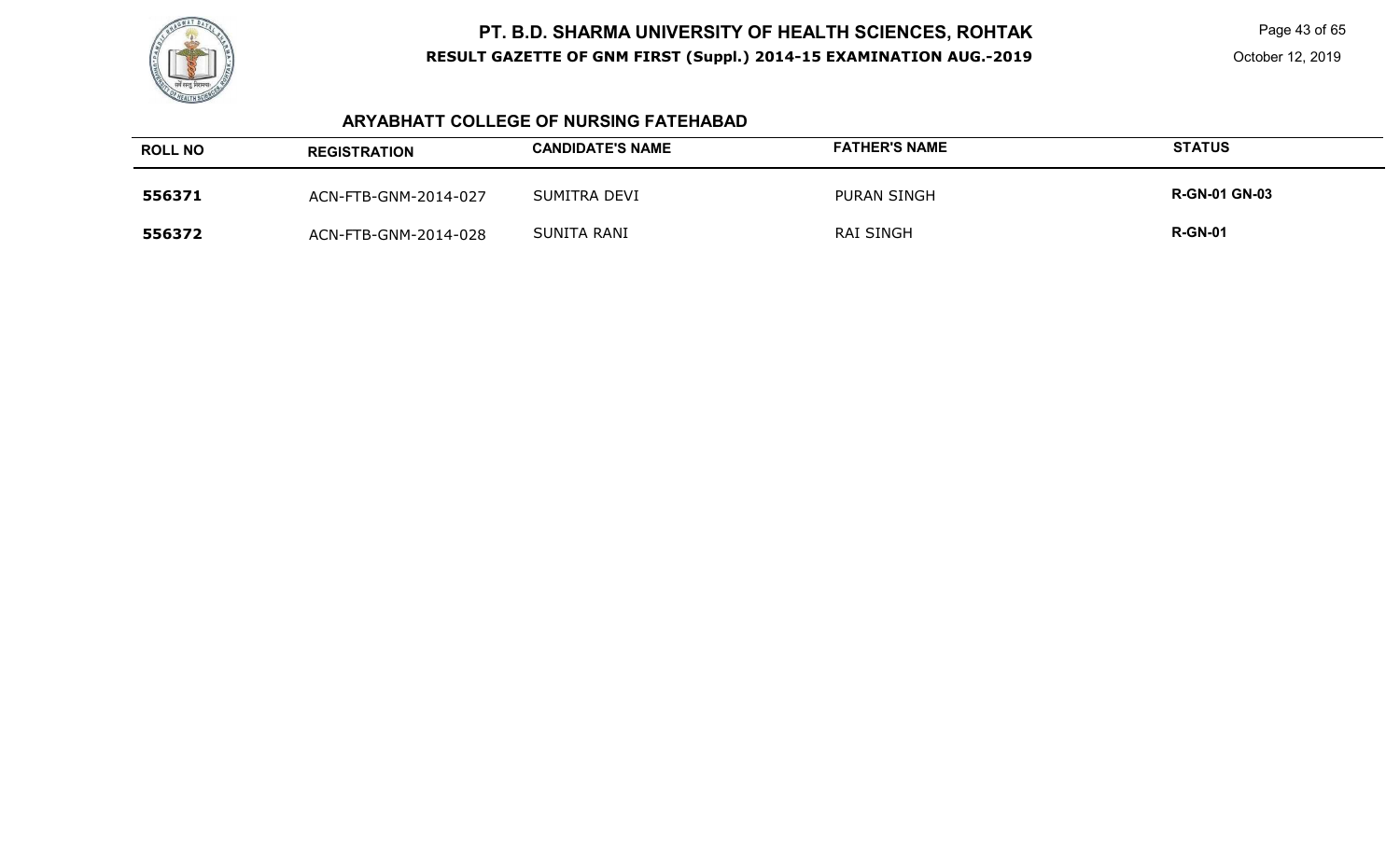## ARYABHATT COLLEGE OF NURSING FATEHABAD

| ROLL NO | REGISTRATION | CANDIDATE'S NAME | FATHER'S NAME | STATUS |
|---|---|---|---|---|
| **556371** | ACN-FTB-GNM-2014-027 | SUMITRA DEVI | PURAN SINGH | **R-GN-01 GN-03** |
| **556372** | ACN-FTB-GNM-2014-028 | SUNITA RANI | RAI SINGH | **R-GN-01** |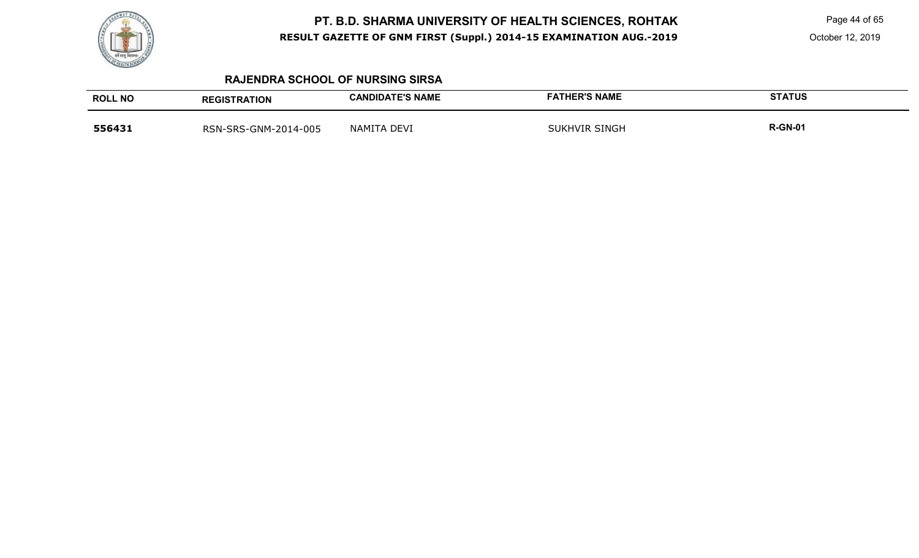### RAJENDRA SCHOOL OF NURSING SIRSA

| ROLL NO | REGISTRATION | CANDIDATE'S NAME | FATHER'S NAME | STATUS |
|---|---|---|---|---|
| **556431** | RSN-SRS-GNM-2014-005 | NAMITA DEVI | SUKHVIR SINGH | **R-GN-01** |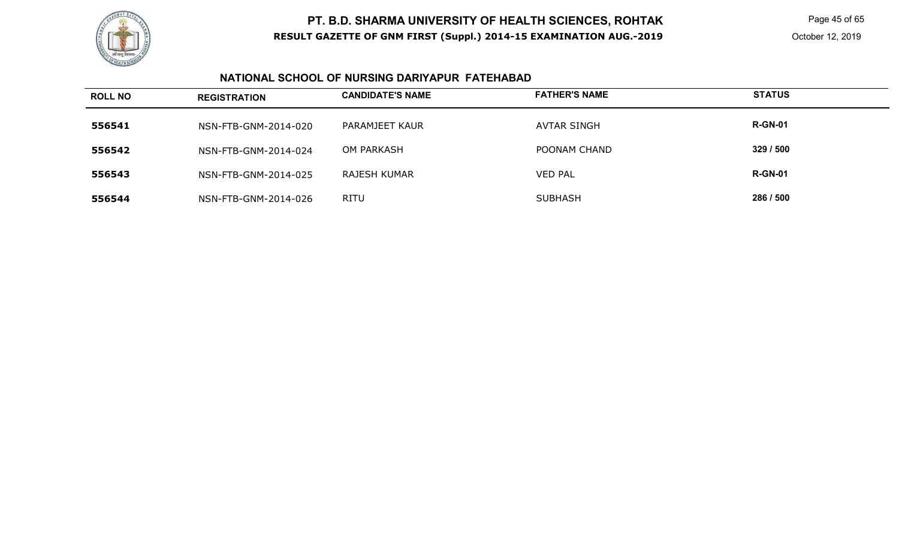# PT. B.D. SHARMA UNIVERSITY OF HEALTH SCIENCES, ROHTAK

**RESULT GAZETTE OF GNM FIRST (Suppl.) 2014-15 EXAMINATION AUG.-2019**

October 12, 2019

## NATIONAL SCHOOL OF NURSING DARIYAPUR FATEHABAD

| ROLL NO | REGISTRATION | CANDIDATE'S NAME | FATHER'S NAME | STATUS |
|---|---|---|---|---|
| **556541** | NSN-FTB-GNM-2014-020 | PARAMJEET KAUR | AVTAR SINGH | **R-GN-01** |
| **556542** | NSN-FTB-GNM-2014-024 | OM PARKASH | POONAM CHAND | **329 / 500** |
| **556543** | NSN-FTB-GNM-2014-025 | RAJESH KUMAR | VED PAL | **R-GN-01** |
| **556544** | NSN-FTB-GNM-2014-026 | RITU | SUBHASH | **286 / 500** |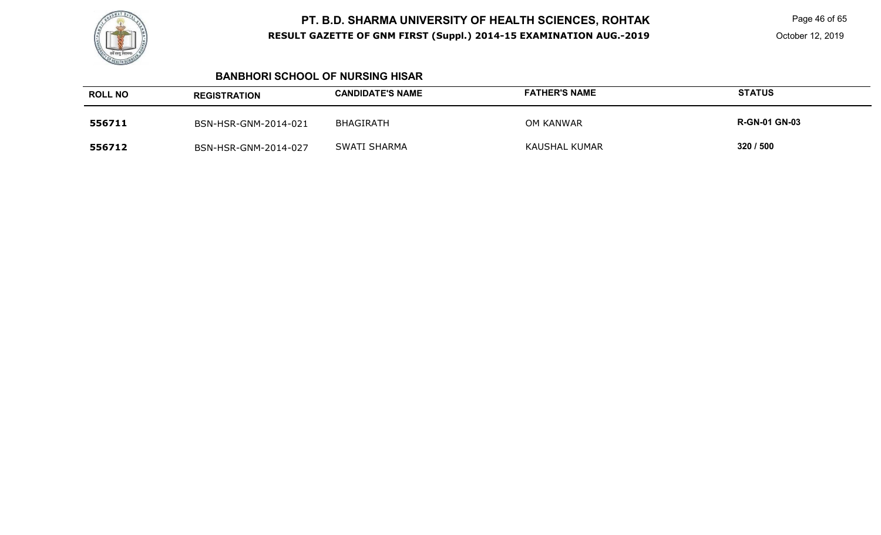## BANBHORI SCHOOL OF NURSING HISAR

| ROLL NO | REGISTRATION | CANDIDATE'S NAME | FATHER'S NAME | STATUS |
|---|---|---|---|---|
| **556711** | BSN-HSR-GNM-2014-021 | BHAGIRATH | OM KANWAR | **R-GN-01 GN-03** |
| **556712** | BSN-HSR-GNM-2014-027 | SWATI SHARMA | KAUSHAL KUMAR | **320 / 500** |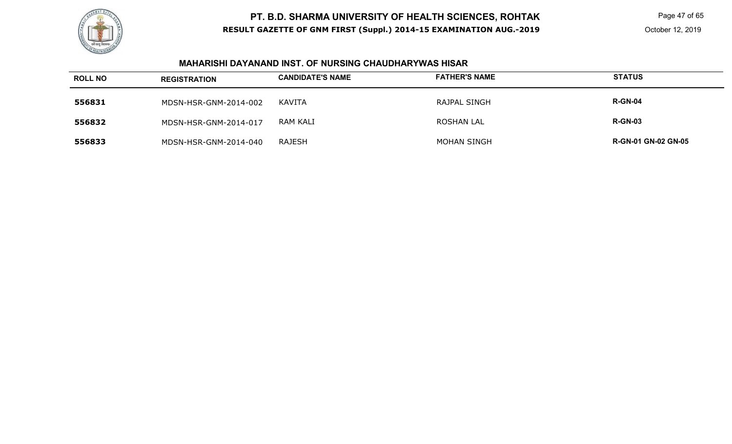## MAHARISHI DAYANAND INST. OF NURSING CHAUDHARYWAS HISAR

| ROLL NO | REGISTRATION | CANDIDATE'S NAME | FATHER'S NAME | STATUS |
|---|---|---|---|---|
| 556831 | MDSN-HSR-GNM-2014-002 | KAVITA | RAJPAL SINGH | **R-GN-04** |
| 556832 | MDSN-HSR-GNM-2014-017 | RAM KALI | ROSHAN LAL | **R-GN-03** |
| 556833 | MDSN-HSR-GNM-2014-040 | RAJESH | MOHAN SINGH | **R-GN-01 GN-02 GN-05** |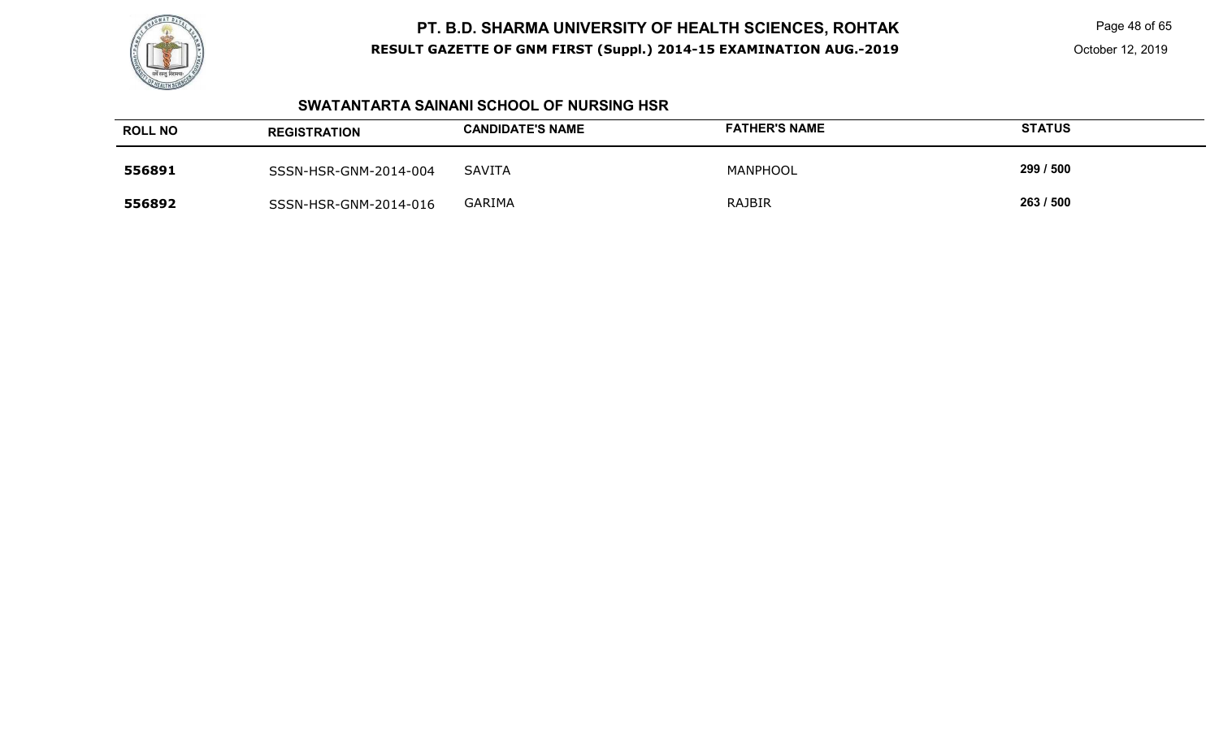## SWATANTARTA SAINANI SCHOOL OF NURSING HSR

| ROLL NO | REGISTRATION | CANDIDATE'S NAME | FATHER'S NAME | STATUS |
|---|---|---|---|---|
| 556891 | SSSN-HSR-GNM-2014-004 | SAVITA | MANPHOOL | 299 / 500 |
| 556892 | SSSN-HSR-GNM-2014-016 | GARIMA | RAJBIR | 263 / 500 |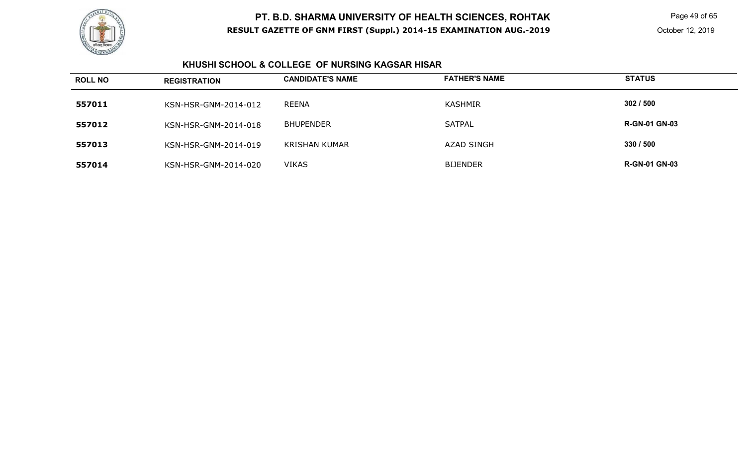# PT. B.D. SHARMA UNIVERSITY OF HEALTH SCIENCES, ROHTAK

**RESULT GAZETTE OF GNM FIRST (Suppl.) 2014-15 EXAMINATION AUG.-2019**

October 12, 2019

## KHUSHI SCHOOL & COLLEGE OF NURSING KAGSAR HISAR

| ROLL NO | REGISTRATION | CANDIDATE'S NAME | FATHER'S NAME | STATUS |
|---|---|---|---|---|
| 557011 | KSN-HSR-GNM-2014-012 | REENA | KASHMIR | 302 / 500 |
| 557012 | KSN-HSR-GNM-2014-018 | BHUPENDER | SATPAL | R-GN-01 GN-03 |
| 557013 | KSN-HSR-GNM-2014-019 | KRISHAN KUMAR | AZAD SINGH | 330 / 500 |
| 557014 | KSN-HSR-GNM-2014-020 | VIKAS | BIJENDER | R-GN-01 GN-03 |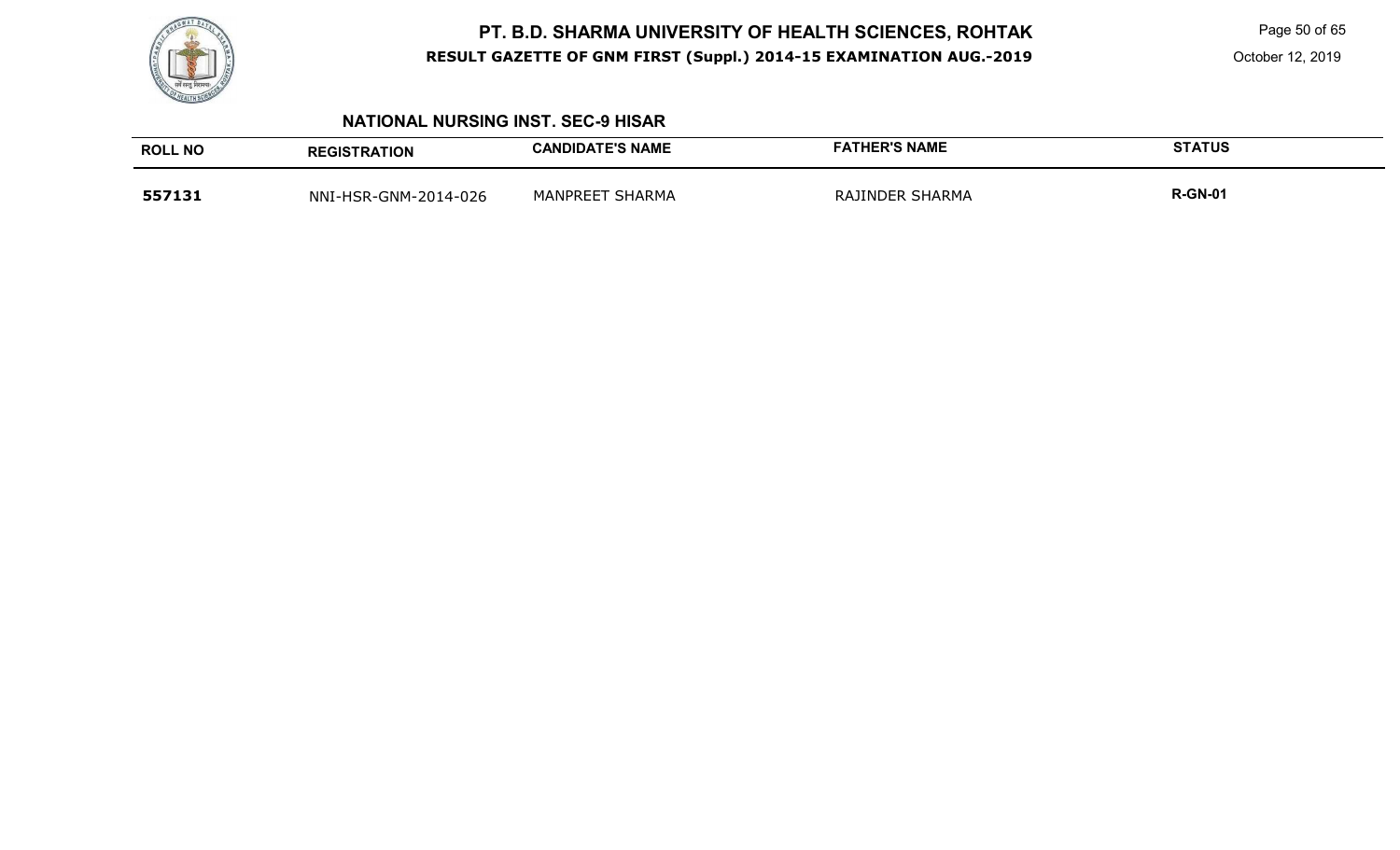## NATIONAL NURSING INST. SEC-9 HISAR

| ROLL NO | REGISTRATION | CANDIDATE'S NAME | FATHER'S NAME | STATUS |
|---|---|---|---|---|
| **557131** | NNI-HSR-GNM-2014-026 | MANPREET SHARMA | RAJINDER SHARMA | **R-GN-01** |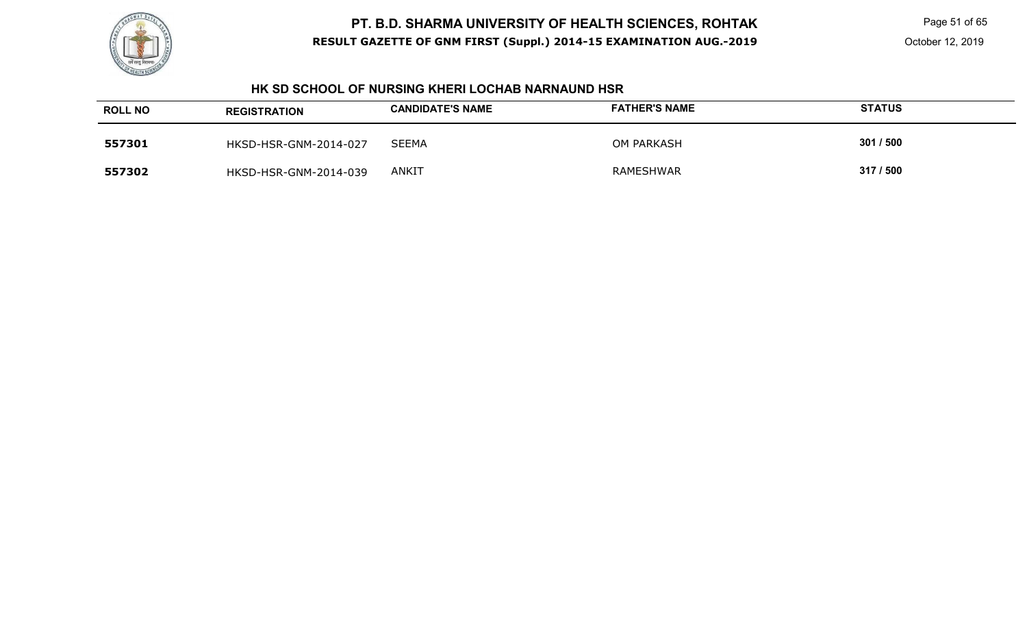## HK SD SCHOOL OF NURSING KHERI LOCHAB NARNAUND HSR

| ROLL NO | REGISTRATION | CANDIDATE'S NAME | FATHER'S NAME | STATUS |
|---|---|---|---|---|
| 557301 | HKSD-HSR-GNM-2014-027 | SEEMA | OM PARKASH | 301 / 500 |
| 557302 | HKSD-HSR-GNM-2014-039 | ANKIT | RAMESHWAR | 317 / 500 |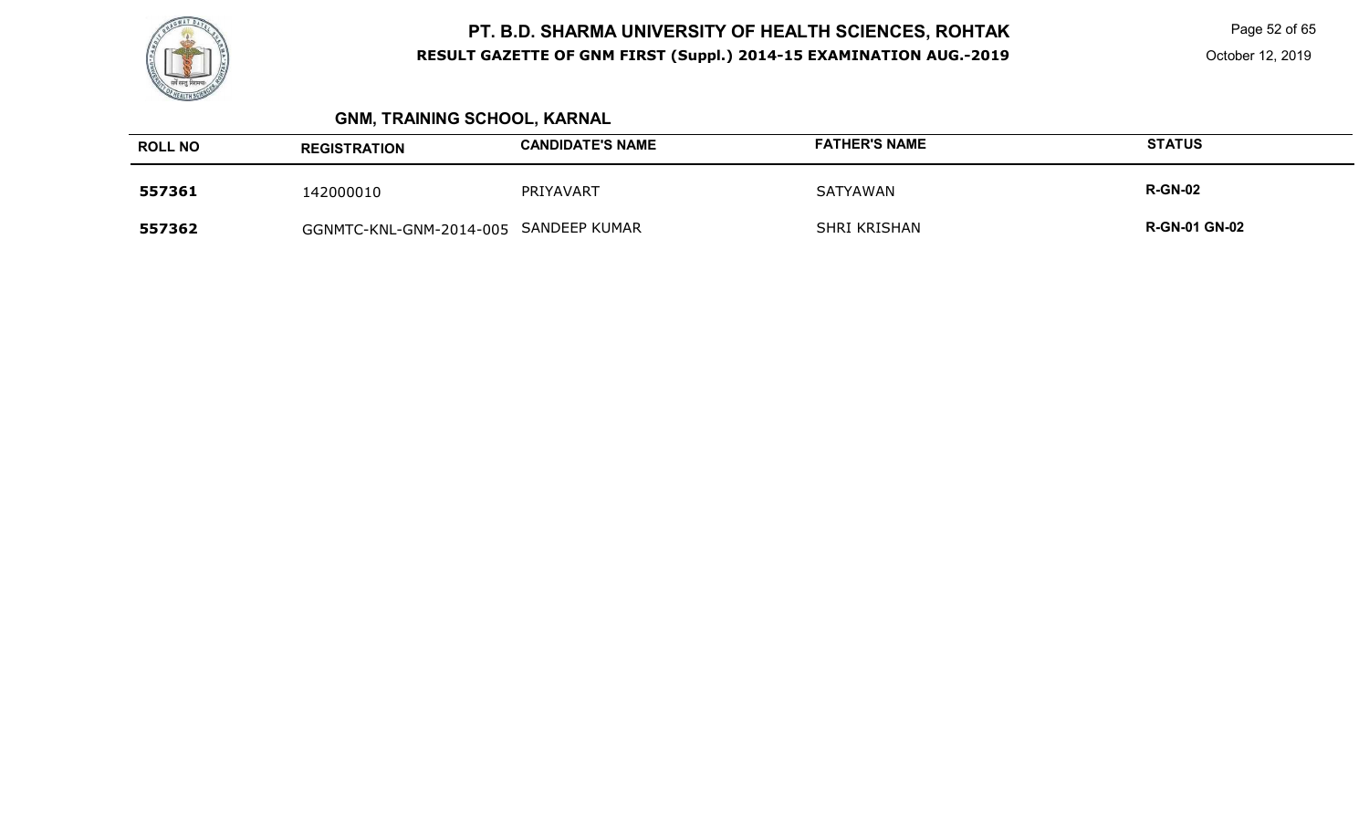## GNM, TRAINING SCHOOL, KARNAL

| ROLL NO | REGISTRATION | CANDIDATE'S NAME | FATHER'S NAME | STATUS |
|---|---|---|---|---|
| **557361** | 142000010 | PRIYAVART | SATYAWAN | **R-GN-02** |
| **557362** | GGNMTC-KNL-GNM-2014-005 | SANDEEP KUMAR | SHRI KRISHAN | **R-GN-01 GN-02** |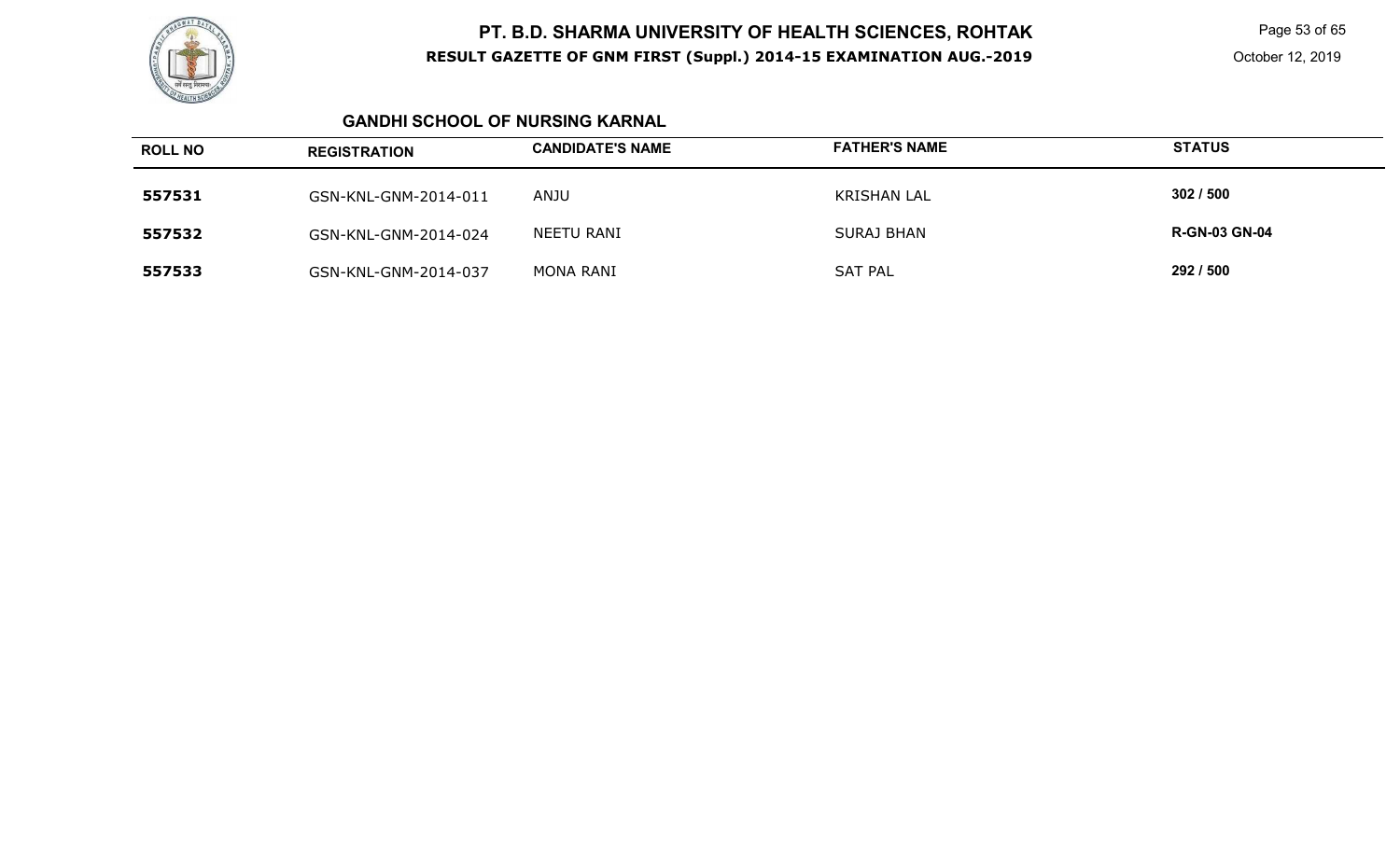## GANDHI SCHOOL OF NURSING KARNAL

| ROLL NO | REGISTRATION | CANDIDATE'S NAME | FATHER'S NAME | STATUS |
|---|---|---|---|---|
| 557531 | GSN-KNL-GNM-2014-011 | ANJU | KRISHAN LAL | 302 / 500 |
| 557532 | GSN-KNL-GNM-2014-024 | NEETU RANI | SURAJ BHAN | R-GN-03 GN-04 |
| 557533 | GSN-KNL-GNM-2014-037 | MONA RANI | SAT PAL | 292 / 500 |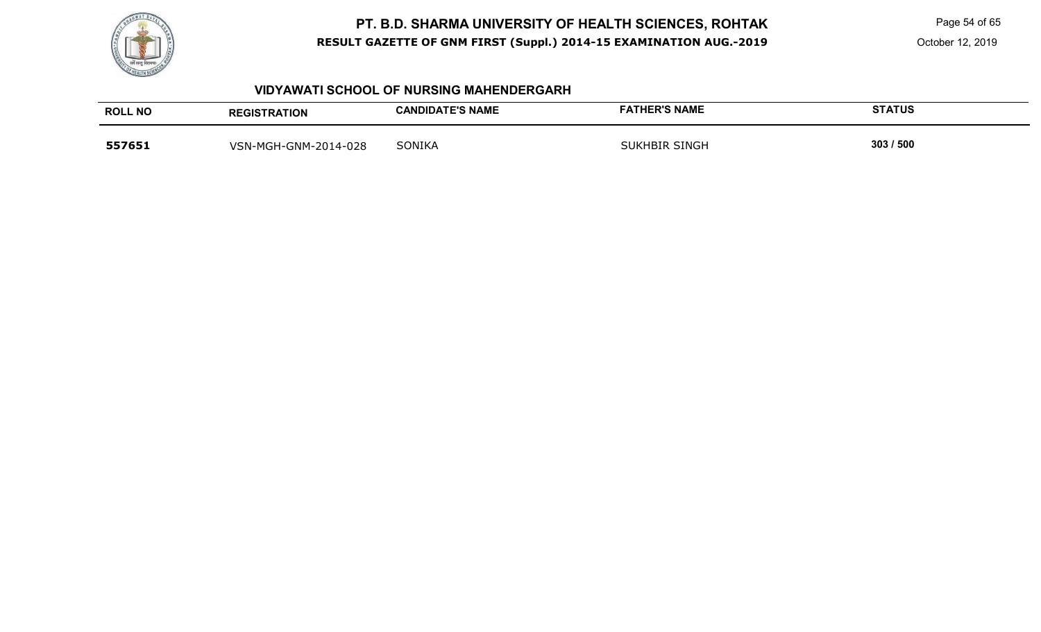## VIDYAWATI SCHOOL OF NURSING MAHENDERGARH

| ROLL NO | REGISTRATION | CANDIDATE'S NAME | FATHER'S NAME | STATUS |
|---|---|---|---|---|
| 557651 | VSN-MGH-GNM-2014-028 | SONIKA | SUKHBIR SINGH | 303 / 500 |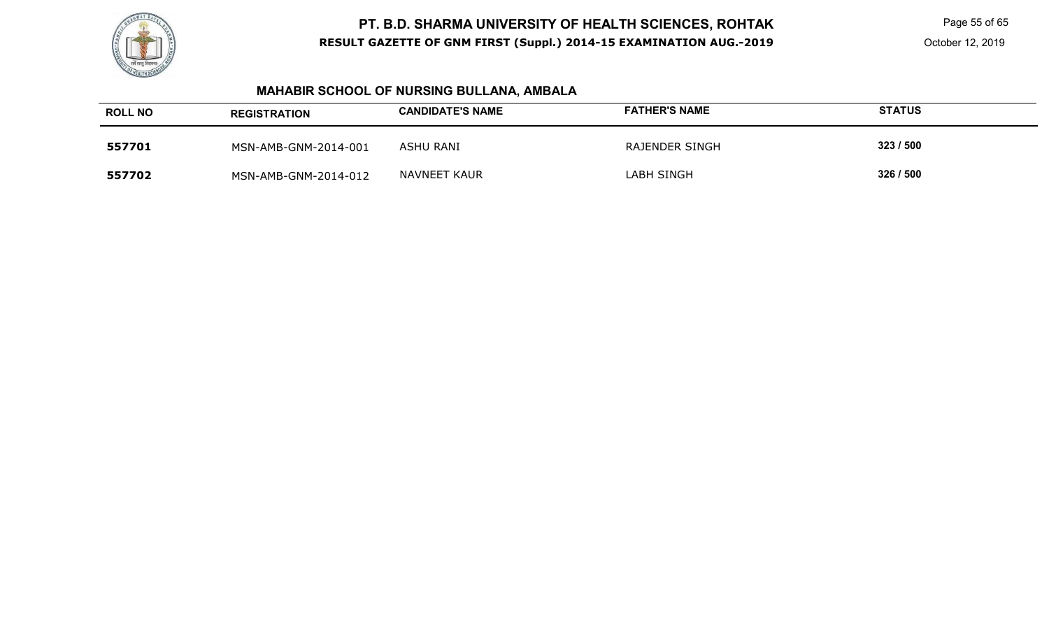# PT. B.D. SHARMA UNIVERSITY OF HEALTH SCIENCES, ROHTAK

**RESULT GAZETTE OF GNM FIRST (Suppl.) 2014-15 EXAMINATION AUG.-2019**

October 12, 2019

## MAHABIR SCHOOL OF NURSING BULLANA, AMBALA

| ROLL NO | REGISTRATION | CANDIDATE'S NAME | FATHER'S NAME | STATUS |
|---|---|---|---|---|
| **557701** | MSN-AMB-GNM-2014-001 | ASHU RANI | RAJENDER SINGH | **323 / 500** |
| **557702** | MSN-AMB-GNM-2014-012 | NAVNEET KAUR | LABH SINGH | **326 / 500** |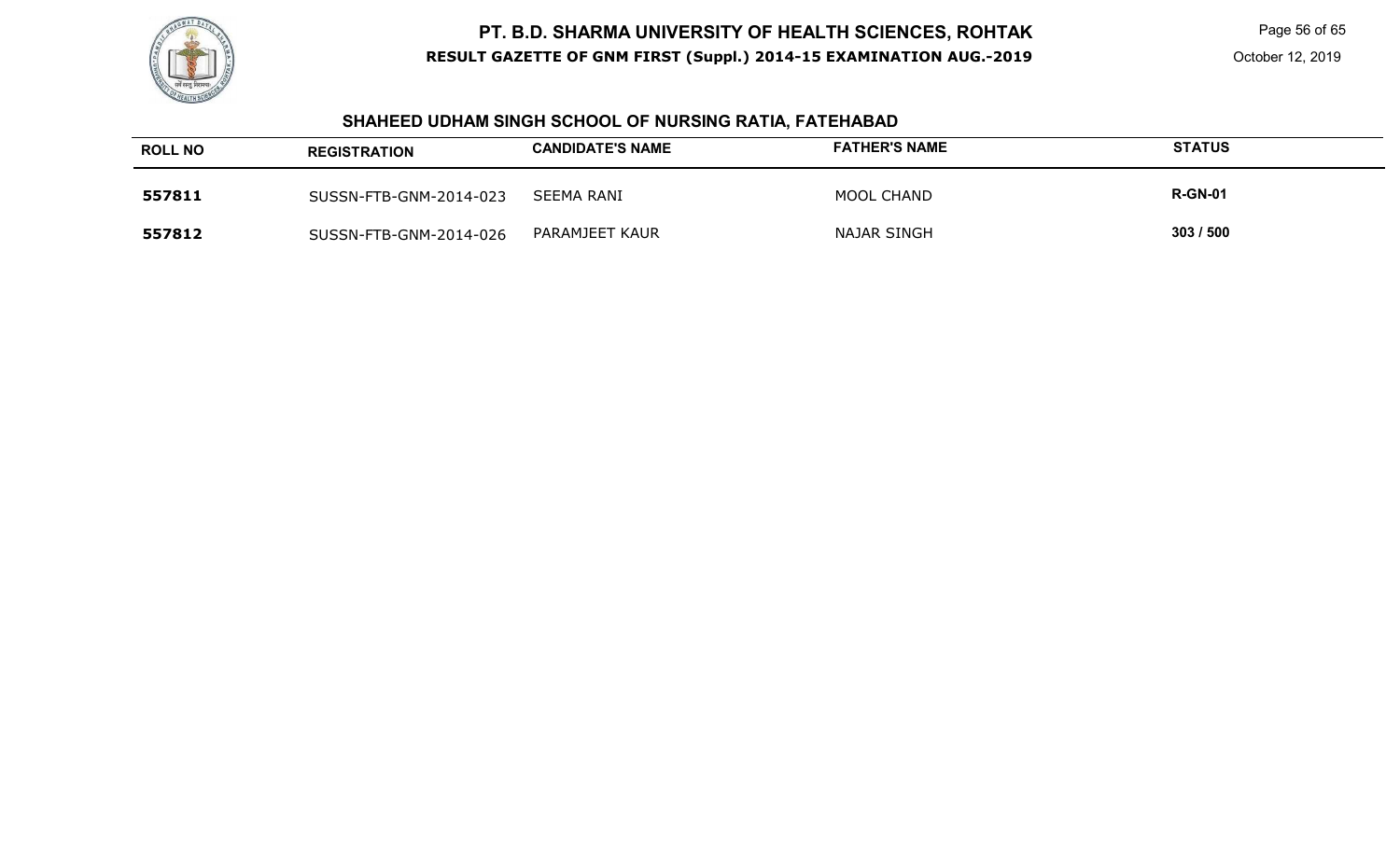## SHAHEED UDHAM SINGH SCHOOL OF NURSING RATIA, FATEHABAD

| ROLL NO | REGISTRATION | CANDIDATE'S NAME | FATHER'S NAME | STATUS |
|---|---|---|---|---|
| **557811** | SUSSN-FTB-GNM-2014-023 | SEEMA RANI | MOOL CHAND | **R-GN-01** |
| **557812** | SUSSN-FTB-GNM-2014-026 | PARAMJEET KAUR | NAJAR SINGH | **303 / 500** |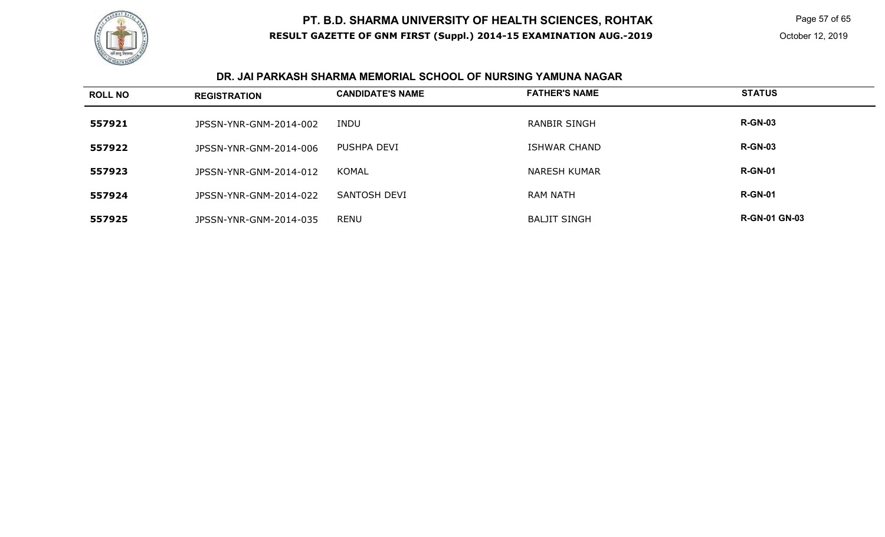## DR. JAI PARKASH SHARMA MEMORIAL SCHOOL OF NURSING YAMUNA NAGAR

| ROLL NO | REGISTRATION | CANDIDATE'S NAME | FATHER'S NAME | STATUS |
|---|---|---|---|---|
| 557921 | JPSSN-YNR-GNM-2014-002 | INDU | RANBIR SINGH | R-GN-03 |
| 557922 | JPSSN-YNR-GNM-2014-006 | PUSHPA DEVI | ISHWAR CHAND | R-GN-03 |
| 557923 | JPSSN-YNR-GNM-2014-012 | KOMAL | NARESH KUMAR | R-GN-01 |
| 557924 | JPSSN-YNR-GNM-2014-022 | SANTOSH DEVI | RAM NATH | R-GN-01 |
| 557925 | JPSSN-YNR-GNM-2014-035 | RENU | BALJIT SINGH | R-GN-01 GN-03 |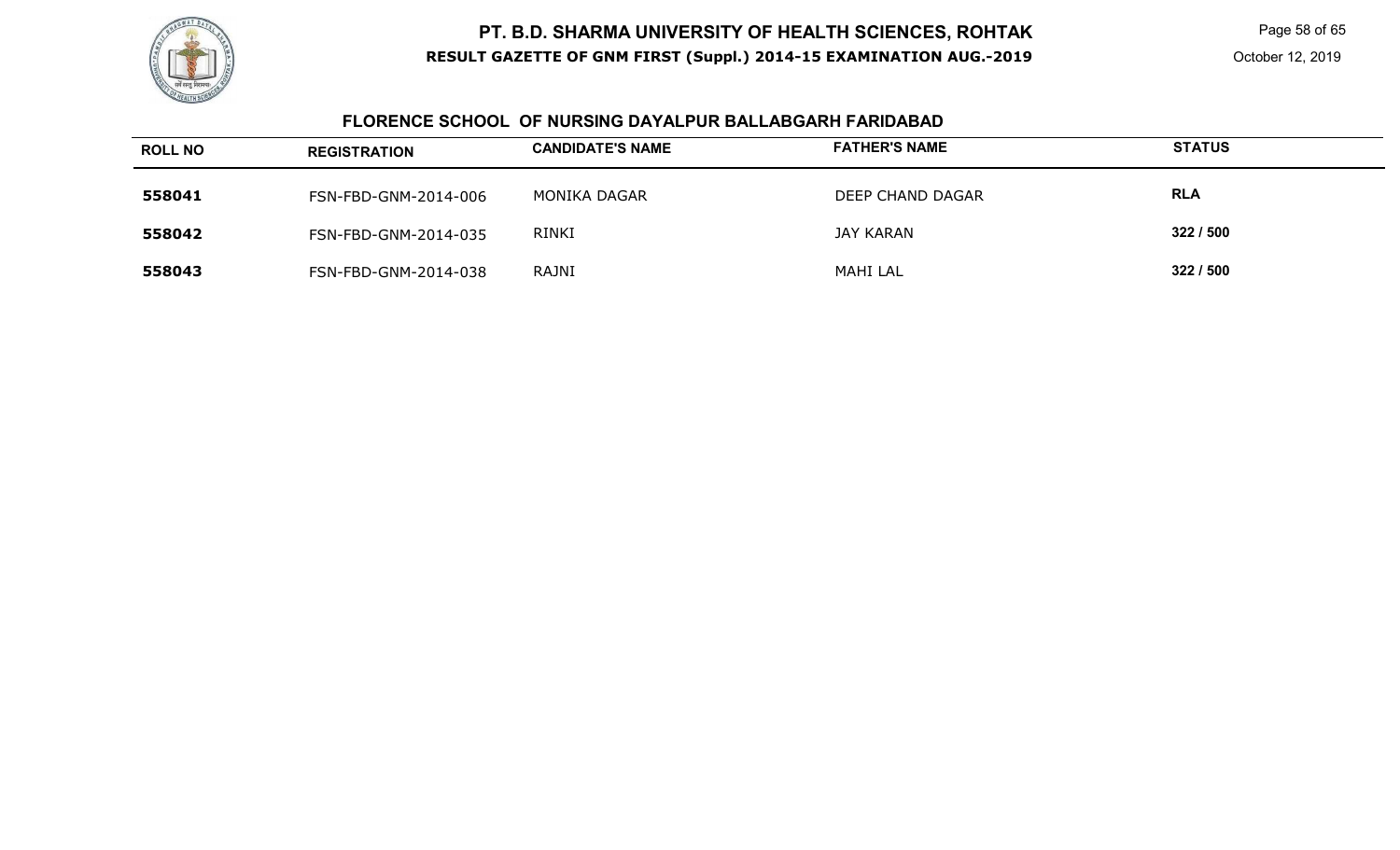## FLORENCE SCHOOL OF NURSING DAYALPUR BALLABGARH FARIDABAD

| ROLL NO | REGISTRATION | CANDIDATE'S NAME | FATHER'S NAME | STATUS |
|---|---|---|---|---|
| 558041 | FSN-FBD-GNM-2014-006 | MONIKA DAGAR | DEEP CHAND DAGAR | RLA |
| 558042 | FSN-FBD-GNM-2014-035 | RINKI | JAY KARAN | 322 / 500 |
| 558043 | FSN-FBD-GNM-2014-038 | RAJNI | MAHI LAL | 322 / 500 |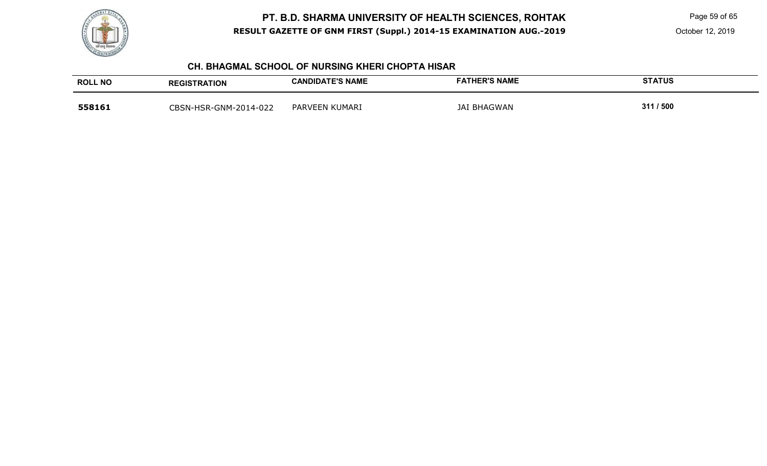# PT. B.D. SHARMA UNIVERSITY OF HEALTH SCIENCES, ROHTAK

**RESULT GAZETTE OF GNM FIRST (Suppl.) 2014-15 EXAMINATION AUG.-2019**

October 12, 2019

## CH. BHAGMAL SCHOOL OF NURSING KHERI CHOPTA HISAR

| ROLL NO | REGISTRATION | CANDIDATE'S NAME | FATHER'S NAME | STATUS |
|---|---|---|---|---|
| **558161** | CBSN-HSR-GNM-2014-022 | PARVEEN KUMARI | JAI BHAGWAN | 311 / 500 |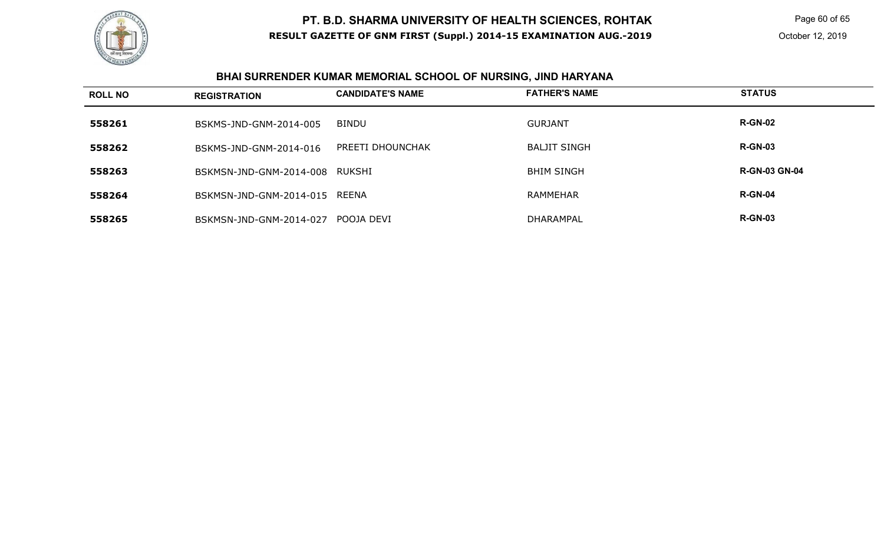# PT. B.D. SHARMA UNIVERSITY OF HEALTH SCIENCES, ROHTAK

**RESULT GAZETTE OF GNM FIRST (Suppl.) 2014-15 EXAMINATION AUG.-2019**

October 12, 2019

## BHAI SURRENDER KUMAR MEMORIAL SCHOOL OF NURSING, JIND HARYANA

| ROLL NO | REGISTRATION | CANDIDATE'S NAME | FATHER'S NAME | STATUS |
|---|---|---|---|---|
| 558261 | BSKMS-JND-GNM-2014-005 | BINDU | GURJANT | R-GN-02 |
| 558262 | BSKMS-JND-GNM-2014-016 | PREETI DHOUNCHAK | BALJIT SINGH | R-GN-03 |
| 558263 | BSKMSN-JND-GNM-2014-008 | RUKSHI | BHIM SINGH | R-GN-03 GN-04 |
| 558264 | BSKMSN-JND-GNM-2014-015 | REENA | RAMMEHAR | R-GN-04 |
| 558265 | BSKMSN-JND-GNM-2014-027 | POOJA DEVI | DHARAMPAL | R-GN-03 |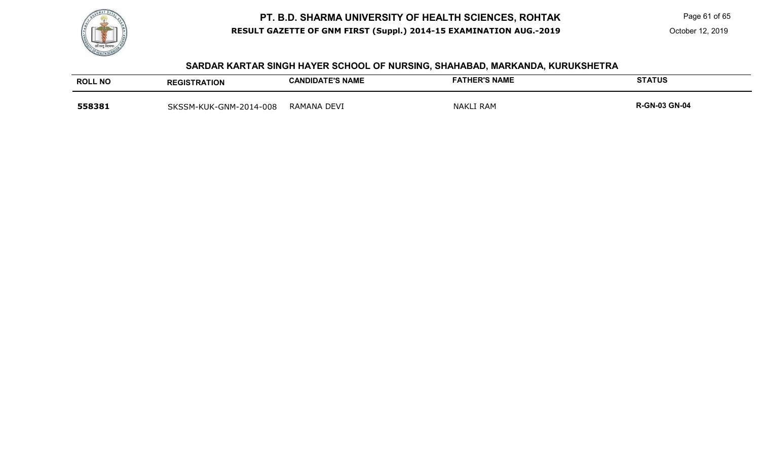## SARDAR KARTAR SINGH HAYER SCHOOL OF NURSING, SHAHABAD, MARKANDA, KURUKSHETRA

| ROLL NO | REGISTRATION | CANDIDATE'S NAME | FATHER'S NAME | STATUS |
|---|---|---|---|---|
| **558381** | SKSSM-KUK-GNM-2014-008 | RAMANA DEVI | NAKLI RAM | **R-GN-03 GN-04** |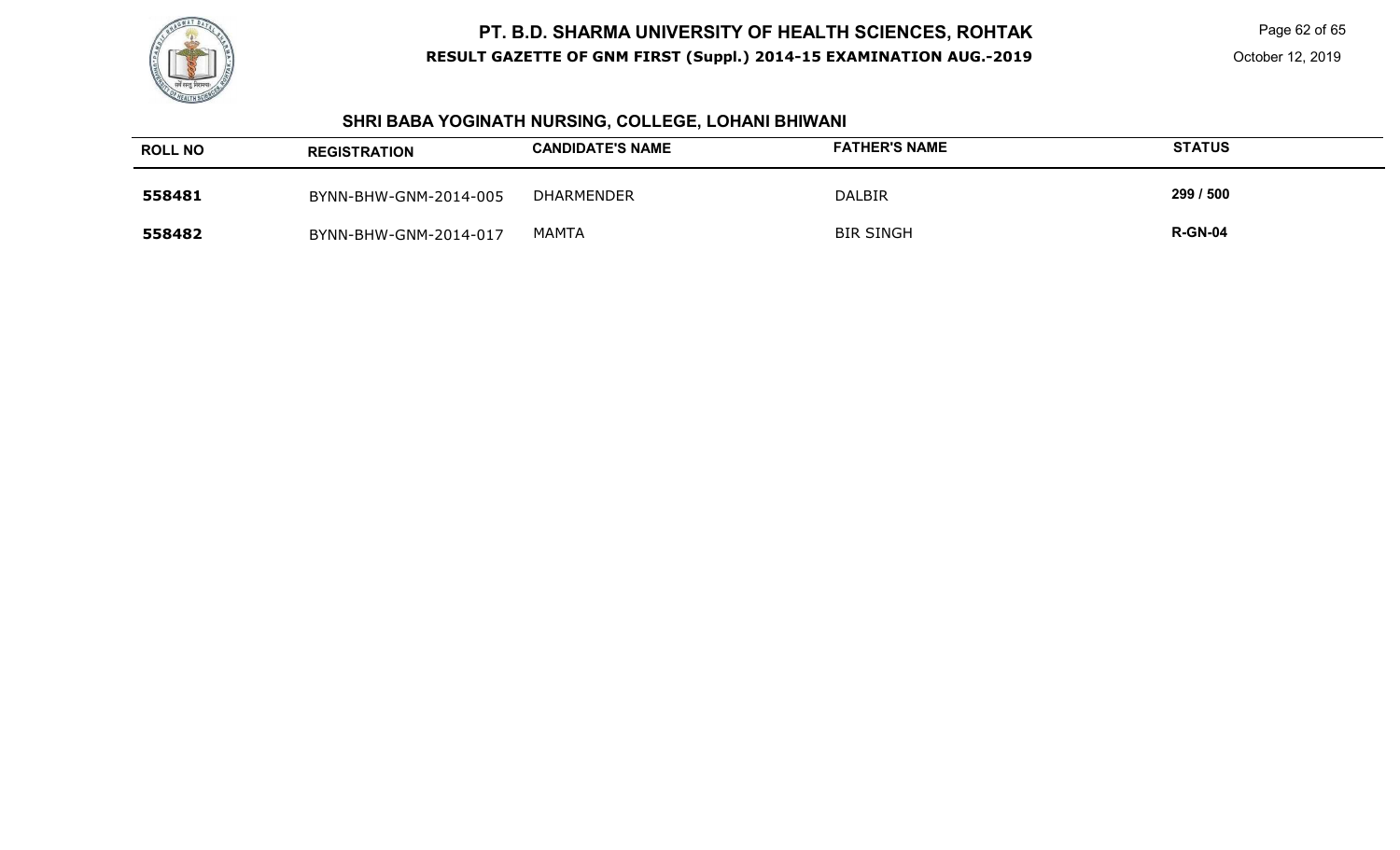## SHRI BABA YOGINATH NURSING, COLLEGE, LOHANI BHIWANI

| ROLL NO | REGISTRATION | CANDIDATE'S NAME | FATHER'S NAME | STATUS |
|---|---|---|---|---|
| 558481 | BYNN-BHW-GNM-2014-005 | DHARMENDER | DALBIR | 299 / 500 |
| 558482 | BYNN-BHW-GNM-2014-017 | MAMTA | BIR SINGH | R-GN-04 |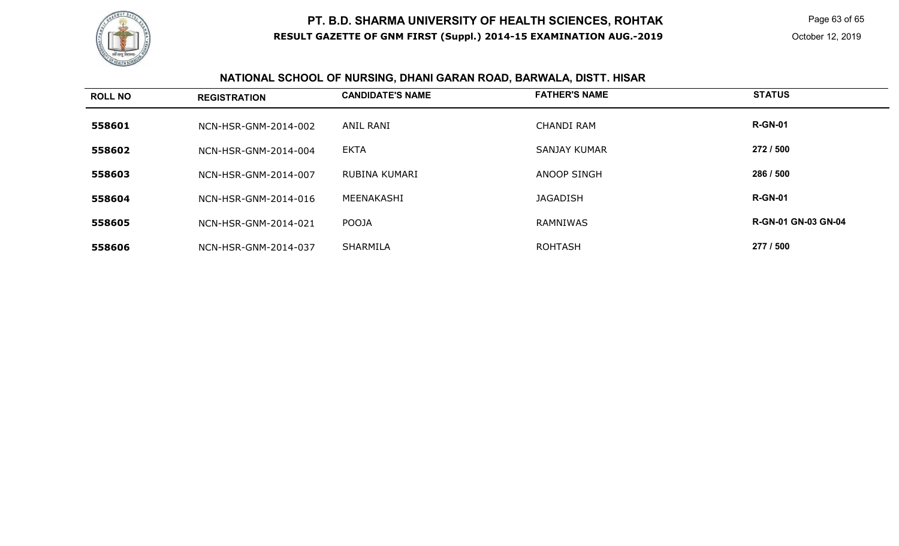# PT. B.D. SHARMA UNIVERSITY OF HEALTH SCIENCES, ROHTAK

**RESULT GAZETTE OF GNM FIRST (Suppl.) 2014-15 EXAMINATION AUG.-2019**

October 12, 2019

## NATIONAL SCHOOL OF NURSING, DHANI GARAN ROAD, BARWALA, DISTT. HISAR

| ROLL NO | REGISTRATION | CANDIDATE'S NAME | FATHER'S NAME | STATUS |
|---|---|---|---|---|
| 558601 | NCN-HSR-GNM-2014-002 | ANIL RANI | CHANDI RAM | **R-GN-01** |
| 558602 | NCN-HSR-GNM-2014-004 | EKTA | SANJAY KUMAR | **272 / 500** |
| 558603 | NCN-HSR-GNM-2014-007 | RUBINA KUMARI | ANOOP SINGH | **286 / 500** |
| 558604 | NCN-HSR-GNM-2014-016 | MEENAKASHI | JAGADISH | **R-GN-01** |
| 558605 | NCN-HSR-GNM-2014-021 | POOJA | RAMNIWAS | **R-GN-01 GN-03 GN-04** |
| 558606 | NCN-HSR-GNM-2014-037 | SHARMILA | ROHTASH | **277 / 500** |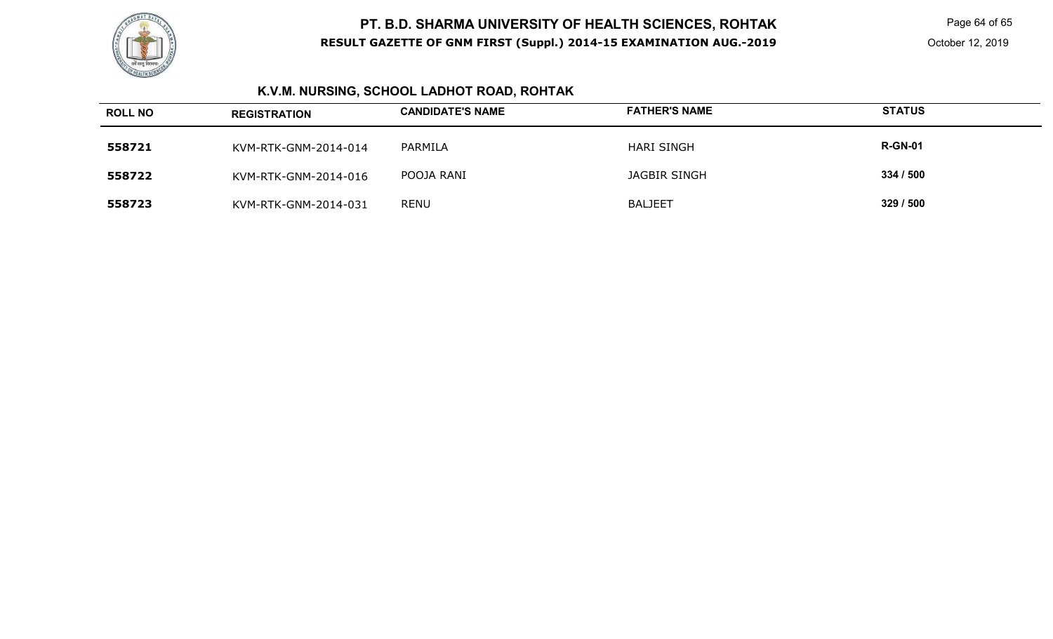## K.V.M. NURSING, SCHOOL LADHOT ROAD, ROHTAK

| ROLL NO | REGISTRATION | CANDIDATE'S NAME | FATHER'S NAME | STATUS |
|---|---|---|---|---|
| **558721** | KVM-RTK-GNM-2014-014 | PARMILA | HARI SINGH | **R-GN-01** |
| **558722** | KVM-RTK-GNM-2014-016 | POOJA RANI | JAGBIR SINGH | **334 / 500** |
| **558723** | KVM-RTK-GNM-2014-031 | RENU | BALJEET | **329 / 500** |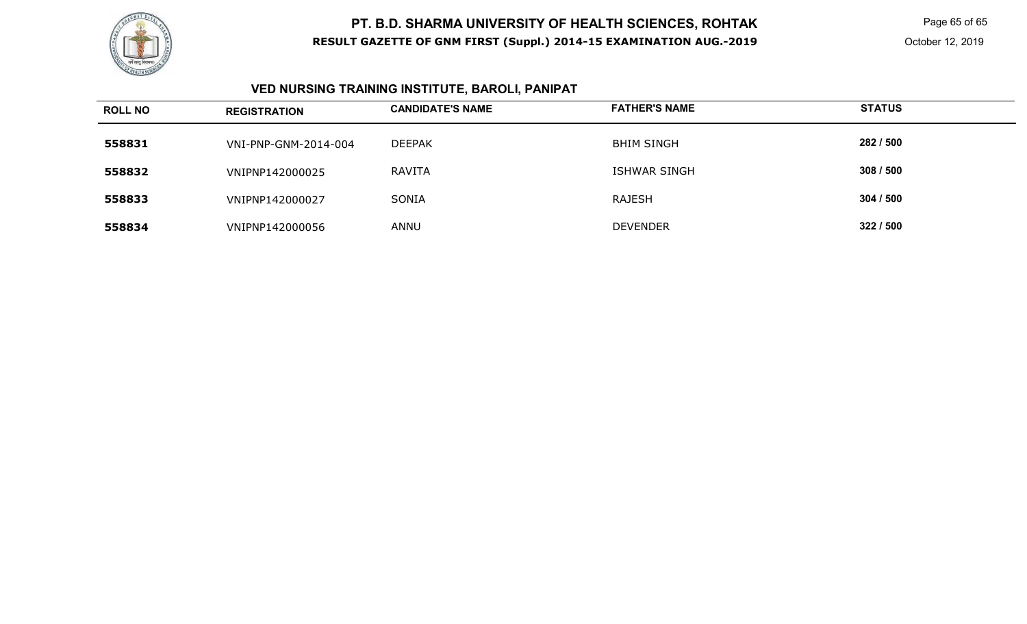## VED NURSING TRAINING INSTITUTE, BAROLI, PANIPAT

| ROLL NO | REGISTRATION | CANDIDATE'S NAME | FATHER'S NAME | STATUS |
| --- | --- | --- | --- | --- |
| **558831** | VNI-PNP-GNM-2014-004 | DEEPAK | BHIM SINGH | **282 / 500** |
| **558832** | VNIPNP142000025 | RAVITA | ISHWAR SINGH | **308 / 500** |
| **558833** | VNIPNP142000027 | SONIA | RAJESH | **304 / 500** |
| **558834** | VNIPNP142000056 | ANNU | DEVENDER | **322 / 500** |